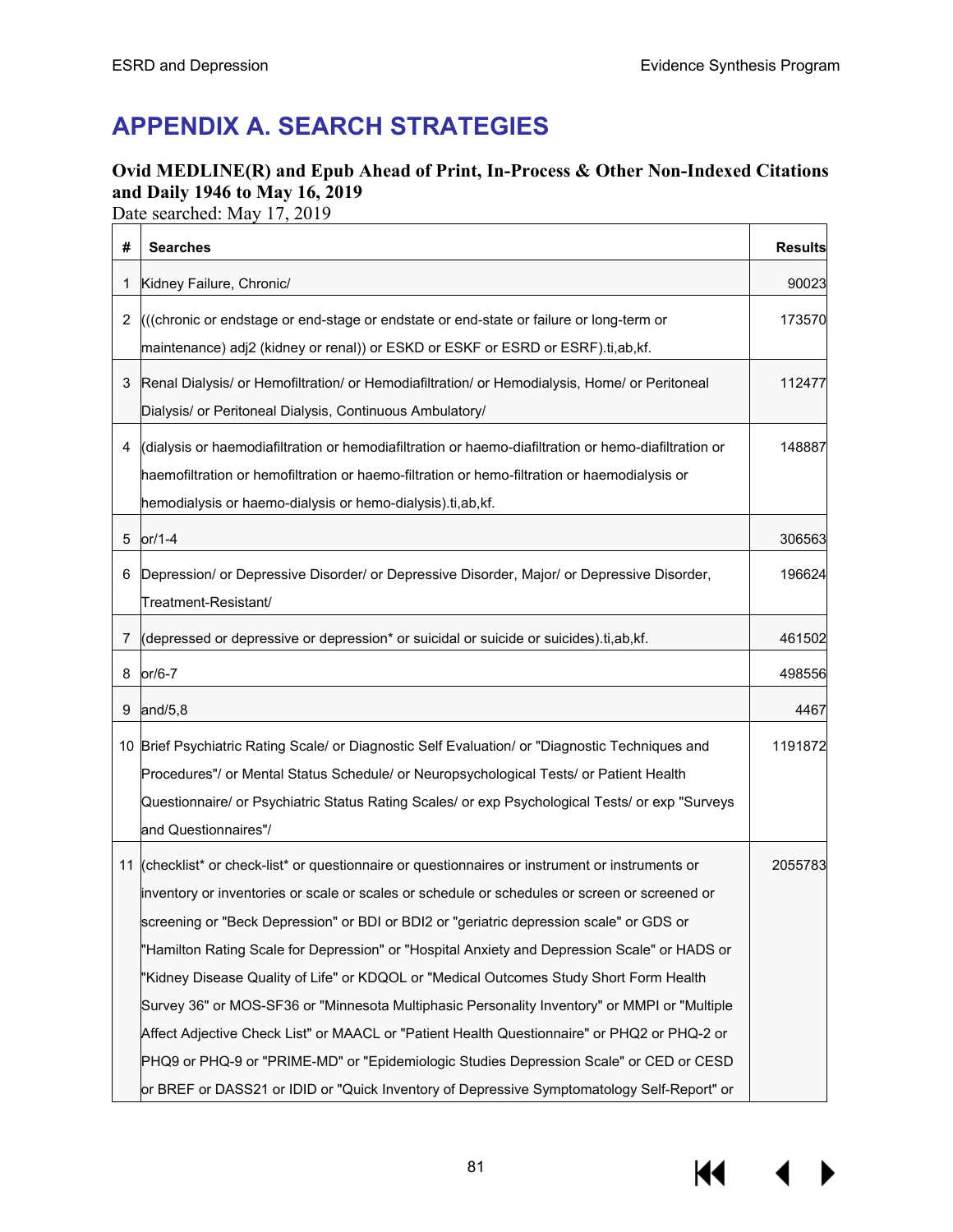# APPENDIX A. SEARCH STRATEGIES

**Ovid MEDLINE(R) and Epub Ahead of Print, In-Process & Other Non-Indexed Citations and Daily 1946 to May 16, 2019**
Date searched: May 17, 2019

| # | Searches | Results |
|---|---|---|
| 1 | Kidney Failure, Chronic/ | 90023 |
| 2 | (((chronic or endstage or end-stage or endstate or end-state or failure or long-term or maintenance) adj2 (kidney or renal)) or ESKD or ESKF or ESRD or ESRF).ti,ab,kf. | 173570 |
| 3 | Renal Dialysis/ or Hemofiltration/ or Hemodiafiltration/ or Hemodialysis, Home/ or Peritoneal Dialysis/ or Peritoneal Dialysis, Continuous Ambulatory/ | 112477 |
| 4 | (dialysis or haemodiafiltration or hemodiafiltration or haemo-diafiltration or hemo-diafiltration or haemofiltration or hemofiltration or haemo-filtration or hemo-filtration or haemodialysis or hemodialysis or haemo-dialysis or hemo-dialysis).ti,ab,kf. | 148887 |
| 5 | or/1-4 | 306563 |
| 6 | Depression/ or Depressive Disorder/ or Depressive Disorder, Major/ or Depressive Disorder, Treatment-Resistant/ | 196624 |
| 7 | (depressed or depressive or depression* or suicidal or suicide or suicides).ti,ab,kf. | 461502 |
| 8 | or/6-7 | 498556 |
| 9 | and/5,8 | 4467 |
| 10 | Brief Psychiatric Rating Scale/ or Diagnostic Self Evaluation/ or "Diagnostic Techniques and Procedures"/ or Mental Status Schedule/ or Neuropsychological Tests/ or Patient Health Questionnaire/ or Psychiatric Status Rating Scales/ or exp Psychological Tests/ or exp "Surveys and Questionnaires"/ | 1191872 |
| 11 | (checklist* or check-list* or questionnaire or questionnaires or instrument or instruments or inventory or inventories or scale or scales or schedule or schedules or screen or screened or screening or "Beck Depression" or BDI or BDI2 or "geriatric depression scale" or GDS or "Hamilton Rating Scale for Depression" or "Hospital Anxiety and Depression Scale" or HADS or "Kidney Disease Quality of Life" or KDQOL or "Medical Outcomes Study Short Form Health Survey 36" or MOS-SF36 or "Minnesota Multiphasic Personality Inventory" or MMPI or "Multiple Affect Adjective Check List" or MAACL or "Patient Health Questionnaire" or PHQ2 or PHQ-2 or PHQ9 or PHQ-9 or "PRIME-MD" or "Epidemiologic Studies Depression Scale" or CED or CESD or BREF or DASS21 or IDID or "Quick Inventory of Depressive Symptomatology Self-Report" or | 2055783 |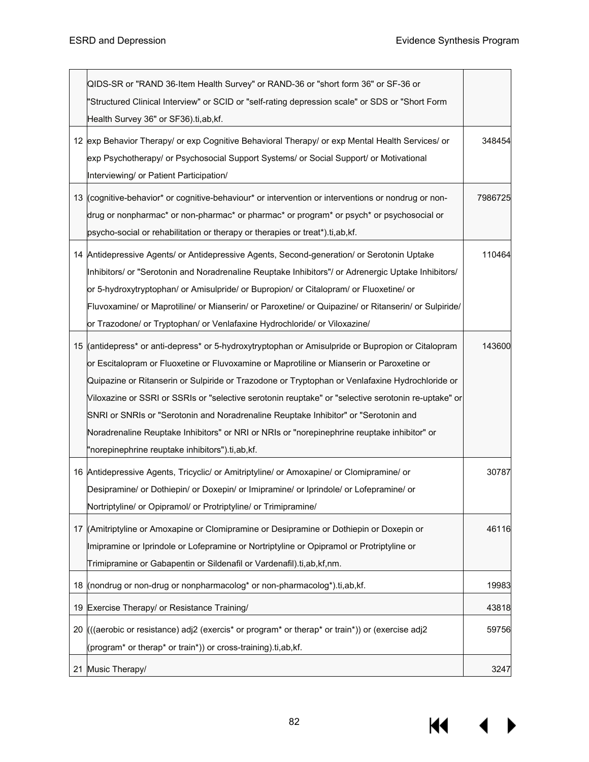| | | |
|---|---|---|
| | QIDS-SR or "RAND 36-Item Health Survey" or RAND-36 or "short form 36" or SF-36 or "Structured Clinical Interview" or SCID or "self-rating depression scale" or SDS or "Short Form Health Survey 36" or SF36).ti,ab,kf. | |
| 12 | exp Behavior Therapy/ or exp Cognitive Behavioral Therapy/ or exp Mental Health Services/ or exp Psychotherapy/ or Psychosocial Support Systems/ or Social Support/ or Motivational Interviewing/ or Patient Participation/ | 348454 |
| 13 | (cognitive-behavior* or cognitive-behaviour* or intervention or interventions or nondrug or non-drug or nonpharmac* or non-pharmac* or pharmac* or program* or psych* or psychosocial or psycho-social or rehabilitation or therapy or therapies or treat*).ti,ab,kf. | 7986725 |
| 14 | Antidepressive Agents/ or Antidepressive Agents, Second-generation/ or Serotonin Uptake Inhibitors/ or "Serotonin and Noradrenaline Reuptake Inhibitors"/ or Adrenergic Uptake Inhibitors/ or 5-hydroxytryptophan/ or Amisulpride/ or Bupropion/ or Citalopram/ or Fluoxetine/ or Fluvoxamine/ or Maprotiline/ or Mianserin/ or Paroxetine/ or Quipazine/ or Ritanserin/ or Sulpiride/ or Trazodone/ or Tryptophan/ or Venlafaxine Hydrochloride/ or Viloxazine/ | 110464 |
| 15 | (antidepress* or anti-depress* or 5-hydroxytryptophan or Amisulpride or Bupropion or Citalopram or Escitalopram or Fluoxetine or Fluvoxamine or Maprotiline or Mianserin or Paroxetine or Quipazine or Ritanserin or Sulpiride or Trazodone or Tryptophan or Venlafaxine Hydrochloride or Viloxazine or SSRI or SSRIs or "selective serotonin reuptake" or "selective serotonin re-uptake" or SNRI or SNRIs or "Serotonin and Noradrenaline Reuptake Inhibitor" or "Serotonin and Noradrenaline Reuptake Inhibitors" or NRI or NRIs or "norepinephrine reuptake inhibitor" or "norepinephrine reuptake inhibitors").ti,ab,kf. | 143600 |
| 16 | Antidepressive Agents, Tricyclic/ or Amitriptyline/ or Amoxapine/ or Clomipramine/ or Desipramine/ or Dothiepin/ or Doxepin/ or Imipramine/ or Iprindole/ or Lofepramine/ or Nortriptyline/ or Opipramol/ or Protriptyline/ or Trimipramine/ | 30787 |
| 17 | (Amitriptyline or Amoxapine or Clomipramine or Desipramine or Dothiepin or Doxepin or Imipramine or Iprindole or Lofepramine or Nortriptyline or Opipramol or Protriptyline or Trimipramine or Gabapentin or Sildenafil or Vardenafil).ti,ab,kf,nm. | 46116 |
| 18 | (nondrug or non-drug or nonpharmacolog* or non-pharmacolog*).ti,ab,kf. | 19983 |
| 19 | Exercise Therapy/ or Resistance Training/ | 43818 |
| 20 | (((aerobic or resistance) adj2 (exercis* or program* or therap* or train*)) or (exercise adj2 (program* or therap* or train*)) or cross-training).ti,ab,kf. | 59756 |
| 21 | Music Therapy/ | 3247 |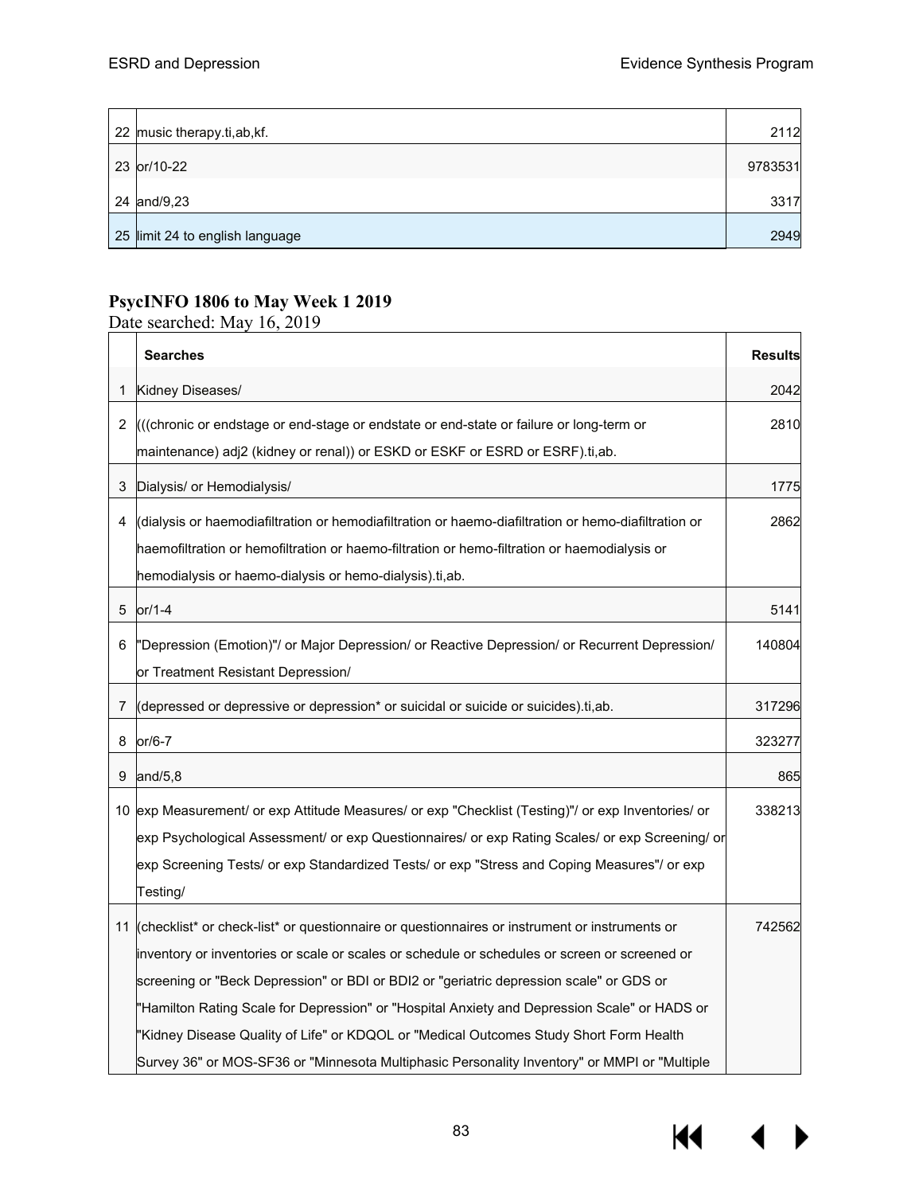| | | |
|---|---|---|
| 22 | music therapy.ti,ab,kf. | 2112 |
| 23 | or/10-22 | 9783531 |
| 24 | and/9,23 | 3317 |
| 25 | limit 24 to english language | 2949 |

**PsycINFO 1806 to May Week 1 2019**

Date searched: May 16, 2019

| | Searches | Results |
|---|---|---|
| 1 | Kidney Diseases/ | 2042 |
| 2 | (((chronic or endstage or end-stage or endstate or end-state or failure or long-term or maintenance) adj2 (kidney or renal)) or ESKD or ESKF or ESRD or ESRF).ti,ab. | 2810 |
| 3 | Dialysis/ or Hemodialysis/ | 1775 |
| 4 | (dialysis or haemodiafiltration or hemodiafiltration or haemo-diafiltration or hemo-diafiltration or haemofiltration or hemofiltration or haemo-filtration or hemo-filtration or haemodialysis or hemodialysis or haemo-dialysis or hemo-dialysis).ti,ab. | 2862 |
| 5 | or/1-4 | 5141 |
| 6 | "Depression (Emotion)"/ or Major Depression/ or Reactive Depression/ or Recurrent Depression/ or Treatment Resistant Depression/ | 140804 |
| 7 | (depressed or depressive or depression* or suicidal or suicide or suicides).ti,ab. | 317296 |
| 8 | or/6-7 | 323277 |
| 9 | and/5,8 | 865 |
| 10 | exp Measurement/ or exp Attitude Measures/ or exp "Checklist (Testing)"/ or exp Inventories/ or exp Psychological Assessment/ or exp Questionnaires/ or exp Rating Scales/ or exp Screening/ or exp Screening Tests/ or exp Standardized Tests/ or exp "Stress and Coping Measures"/ or exp Testing/ | 338213 |
| 11 | (checklist* or check-list* or questionnaire or questionnaires or instrument or instruments or inventory or inventories or scale or scales or schedule or schedules or screen or screened or screening or "Beck Depression" or BDI or BDI2 or "geriatric depression scale" or GDS or "Hamilton Rating Scale for Depression" or "Hospital Anxiety and Depression Scale" or HADS or "Kidney Disease Quality of Life" or KDQOL or "Medical Outcomes Study Short Form Health Survey 36" or MOS-SF36 or "Minnesota Multiphasic Personality Inventory" or MMPI or "Multiple | 742562 |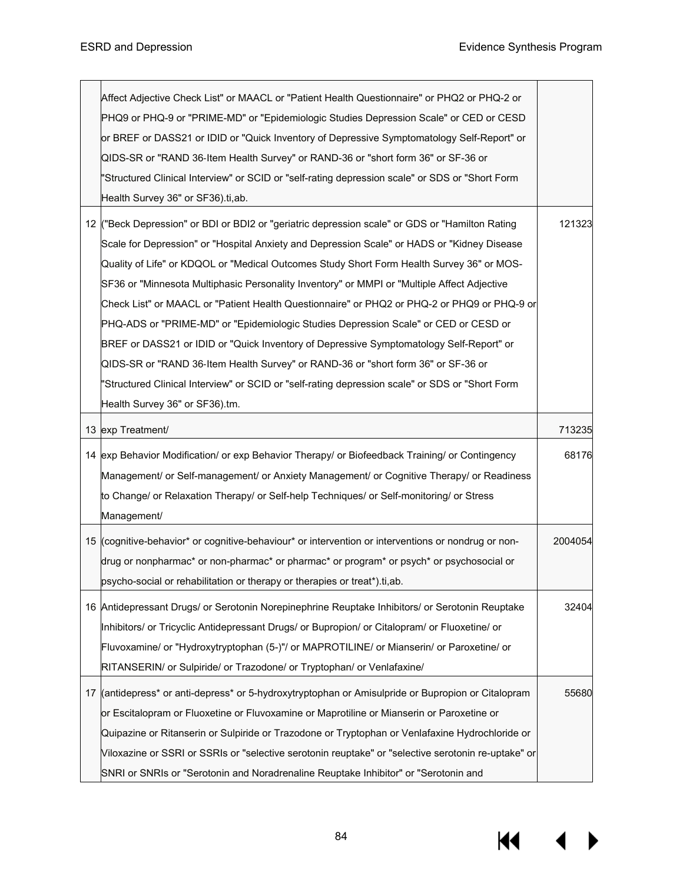| | | |
|---|---|---|
| | Affect Adjective Check List" or MAACL or "Patient Health Questionnaire" or PHQ2 or PHQ-2 or PHQ9 or PHQ-9 or "PRIME-MD" or "Epidemiologic Studies Depression Scale" or CED or CESD or BREF or DASS21 or IDID or "Quick Inventory of Depressive Symptomatology Self-Report" or QIDS-SR or "RAND 36-Item Health Survey" or RAND-36 or "short form 36" or SF-36 or "Structured Clinical Interview" or SCID or "self-rating depression scale" or SDS or "Short Form Health Survey 36" or SF36).ti,ab. | |
| 12 | ("Beck Depression" or BDI or BDI2 or "geriatric depression scale" or GDS or "Hamilton Rating Scale for Depression" or "Hospital Anxiety and Depression Scale" or HADS or "Kidney Disease Quality of Life" or KDQOL or "Medical Outcomes Study Short Form Health Survey 36" or MOS-SF36 or "Minnesota Multiphasic Personality Inventory" or MMPI or "Multiple Affect Adjective Check List" or MAACL or "Patient Health Questionnaire" or PHQ2 or PHQ-2 or PHQ9 or PHQ-9 or PHQ-ADS or "PRIME-MD" or "Epidemiologic Studies Depression Scale" or CED or CESD or BREF or DASS21 or IDID or "Quick Inventory of Depressive Symptomatology Self-Report" or QIDS-SR or "RAND 36-Item Health Survey" or RAND-36 or "short form 36" or SF-36 or "Structured Clinical Interview" or SCID or "self-rating depression scale" or SDS or "Short Form Health Survey 36" or SF36).tm. | 121323 |
| 13 | exp Treatment/ | 713235 |
| 14 | exp Behavior Modification/ or exp Behavior Therapy/ or Biofeedback Training/ or Contingency Management/ or Self-management/ or Anxiety Management/ or Cognitive Therapy/ or Readiness to Change/ or Relaxation Therapy/ or Self-help Techniques/ or Self-monitoring/ or Stress Management/ | 68176 |
| 15 | (cognitive-behavior* or cognitive-behaviour* or intervention or interventions or nondrug or non-drug or nonpharmac* or non-pharmac* or pharmac* or program* or psych* or psychosocial or psycho-social or rehabilitation or therapy or therapies or treat*).ti,ab. | 2004054 |
| 16 | Antidepressant Drugs/ or Serotonin Norepinephrine Reuptake Inhibitors/ or Serotonin Reuptake Inhibitors/ or Tricyclic Antidepressant Drugs/ or Bupropion/ or Citalopram/ or Fluoxetine/ or Fluvoxamine/ or "Hydroxytryptophan (5-)"/ or MAPROTILINE/ or Mianserin/ or Paroxetine/ or RITANSERIN/ or Sulpiride/ or Trazodone/ or Tryptophan/ or Venlafaxine/ | 32404 |
| 17 | (antidepress* or anti-depress* or 5-hydroxytryptophan or Amisulpride or Bupropion or Citalopram or Escitalopram or Fluoxetine or Fluvoxamine or Maprotiline or Mianserin or Paroxetine or Quipazine or Ritanserin or Sulpiride or Trazodone or Tryptophan or Venlafaxine Hydrochloride or Viloxazine or SSRI or SSRIs or "selective serotonin reuptake" or "selective serotonin re-uptake" or SNRI or SNRIs or "Serotonin and Noradrenaline Reuptake Inhibitor" or "Serotonin and | 55680 |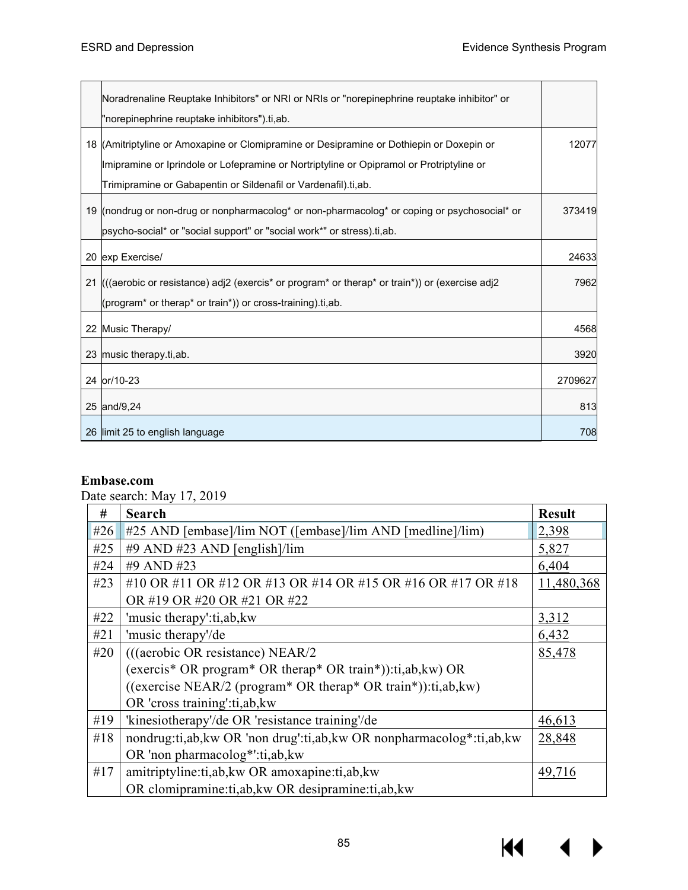| | | |
|---|---|---|
| | Noradrenaline Reuptake Inhibitors" or NRI or NRIs or "norepinephrine reuptake inhibitor" or "norepinephrine reuptake inhibitors").ti,ab. | |
| 18 | (Amitriptyline or Amoxapine or Clomipramine or Desipramine or Dothiepin or Doxepin or Imipramine or Iprindole or Lofepramine or Nortriptyline or Opipramol or Protriptyline or Trimipramine or Gabapentin or Sildenafil or Vardenafil).ti,ab. | 12077 |
| 19 | (nondrug or non-drug or nonpharmacolog* or non-pharmacolog* or coping or psychosocial* or psycho-social* or "social support" or "social work*" or stress).ti,ab. | 373419 |
| 20 | exp Exercise/ | 24633 |
| 21 | (((aerobic or resistance) adj2 (exercis* or program* or therap* or train*)) or (exercise adj2 (program* or therap* or train*)) or cross-training).ti,ab. | 7962 |
| 22 | Music Therapy/ | 4568 |
| 23 | music therapy.ti,ab. | 3920 |
| 24 | or/10-23 | 2709627 |
| 25 | and/9,24 | 813 |
| 26 | limit 25 to english language | 708 |

**Embase.com**

Date search: May 17, 2019

| # | Search | Result |
|---|---|---|
| #26 | #25 AND [embase]/lim NOT ([embase]/lim AND [medline]/lim) | 2,398 |
| #25 | #9 AND #23 AND [english]/lim | 5,827 |
| #24 | #9 AND #23 | 6,404 |
| #23 | #10 OR #11 OR #12 OR #13 OR #14 OR #15 OR #16 OR #17 OR #18 OR #19 OR #20 OR #21 OR #22 | 11,480,368 |
| #22 | 'music therapy':ti,ab,kw | 3,312 |
| #21 | 'music therapy'/de | 6,432 |
| #20 | (((aerobic OR resistance) NEAR/2 (exercis* OR program* OR therap* OR train*)):ti,ab,kw) OR ((exercise NEAR/2 (program* OR therap* OR train*)):ti,ab,kw) OR 'cross training':ti,ab,kw | 85,478 |
| #19 | 'kinesiotherapy'/de OR 'resistance training'/de | 46,613 |
| #18 | nondrug:ti,ab,kw OR 'non drug':ti,ab,kw OR nonpharmacolog*:ti,ab,kw OR 'non pharmacolog*':ti,ab,kw | 28,848 |
| #17 | amitriptyline:ti,ab,kw OR amoxapine:ti,ab,kw OR clomipramine:ti,ab,kw OR desipramine:ti,ab,kw | 49,716 |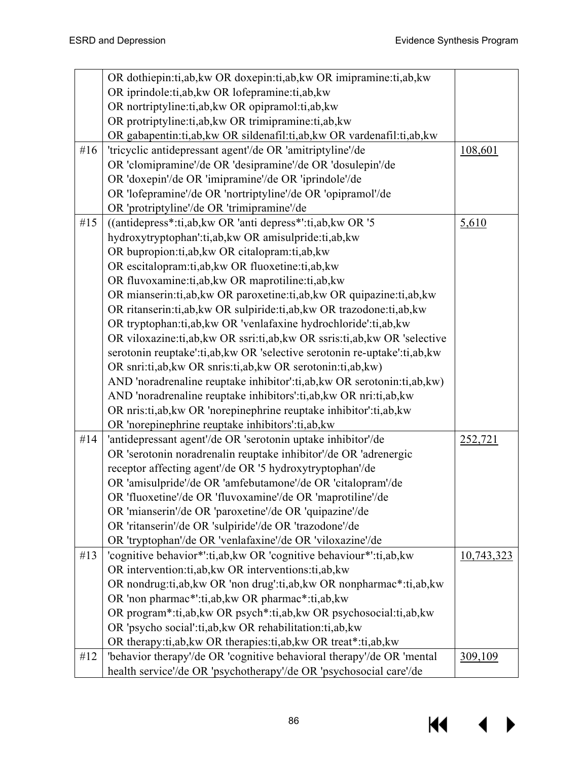| | | |
|---|---|---|
| | OR dothiepin:ti,ab,kw OR doxepin:ti,ab,kw OR imipramine:ti,ab,kw OR iprindole:ti,ab,kw OR lofepramine:ti,ab,kw OR nortriptyline:ti,ab,kw OR opipramol:ti,ab,kw OR protriptyline:ti,ab,kw OR trimipramine:ti,ab,kw OR gabapentin:ti,ab,kw OR sildenafil:ti,ab,kw OR vardenafil:ti,ab,kw | |
| #16 | 'tricyclic antidepressant agent'/de OR 'amitriptyline'/de OR 'clomipramine'/de OR 'desipramine'/de OR 'dosulepin'/de OR 'doxepin'/de OR 'imipramine'/de OR 'iprindole'/de OR 'lofepramine'/de OR 'nortriptyline'/de OR 'opipramol'/de OR 'protriptyline'/de OR 'trimipramine'/de | 108,601 |
| #15 | ((antidepress*:ti,ab,kw OR 'anti depress*':ti,ab,kw OR '5 hydroxytryptophan':ti,ab,kw OR amisulpride:ti,ab,kw OR bupropion:ti,ab,kw OR citalopram:ti,ab,kw OR escitalopram:ti,ab,kw OR fluoxetine:ti,ab,kw OR fluvoxamine:ti,ab,kw OR maprotiline:ti,ab,kw OR mianserin:ti,ab,kw OR paroxetine:ti,ab,kw OR quipazine:ti,ab,kw OR ritanserin:ti,ab,kw OR sulpiride:ti,ab,kw OR trazodone:ti,ab,kw OR tryptophan:ti,ab,kw OR 'venlafaxine hydrochloride':ti,ab,kw OR viloxazine:ti,ab,kw OR ssri:ti,ab,kw OR ssris:ti,ab,kw OR 'selective serotonin reuptake':ti,ab,kw OR 'selective serotonin re-uptake':ti,ab,kw OR snri:ti,ab,kw OR snris:ti,ab,kw OR serotonin:ti,ab,kw) AND 'noradrenaline reuptake inhibitor':ti,ab,kw OR serotonin:ti,ab,kw) AND 'noradrenaline reuptake inhibitors':ti,ab,kw OR nri:ti,ab,kw OR nris:ti,ab,kw OR 'norepinephrine reuptake inhibitor':ti,ab,kw OR 'norepinephrine reuptake inhibitors':ti,ab,kw | 5,610 |
| #14 | 'antidepressant agent'/de OR 'serotonin uptake inhibitor'/de OR 'serotonin noradrenalin reuptake inhibitor'/de OR 'adrenergic receptor affecting agent'/de OR '5 hydroxytryptophan'/de OR 'amisulpride'/de OR 'amfebutamone'/de OR 'citalopram'/de OR 'fluoxetine'/de OR 'fluvoxamine'/de OR 'maprotiline'/de OR 'mianserin'/de OR 'paroxetine'/de OR 'quipazine'/de OR 'ritanserin'/de OR 'sulpiride'/de OR 'trazodone'/de OR 'tryptophan'/de OR 'venlafaxine'/de OR 'viloxazine'/de | 252,721 |
| #13 | 'cognitive behavior*':ti,ab,kw OR 'cognitive behaviour*':ti,ab,kw OR intervention:ti,ab,kw OR interventions:ti,ab,kw OR nondrug:ti,ab,kw OR 'non drug':ti,ab,kw OR nonpharmac*:ti,ab,kw OR 'non pharmac*':ti,ab,kw OR pharmac*:ti,ab,kw OR program*:ti,ab,kw OR psych*:ti,ab,kw OR psychosocial:ti,ab,kw OR 'psycho social':ti,ab,kw OR rehabilitation:ti,ab,kw OR therapy:ti,ab,kw OR therapies:ti,ab,kw OR treat*:ti,ab,kw | 10,743,323 |
| #12 | 'behavior therapy'/de OR 'cognitive behavioral therapy'/de OR 'mental health service'/de OR 'psychotherapy'/de OR 'psychosocial care'/de | 309,109 |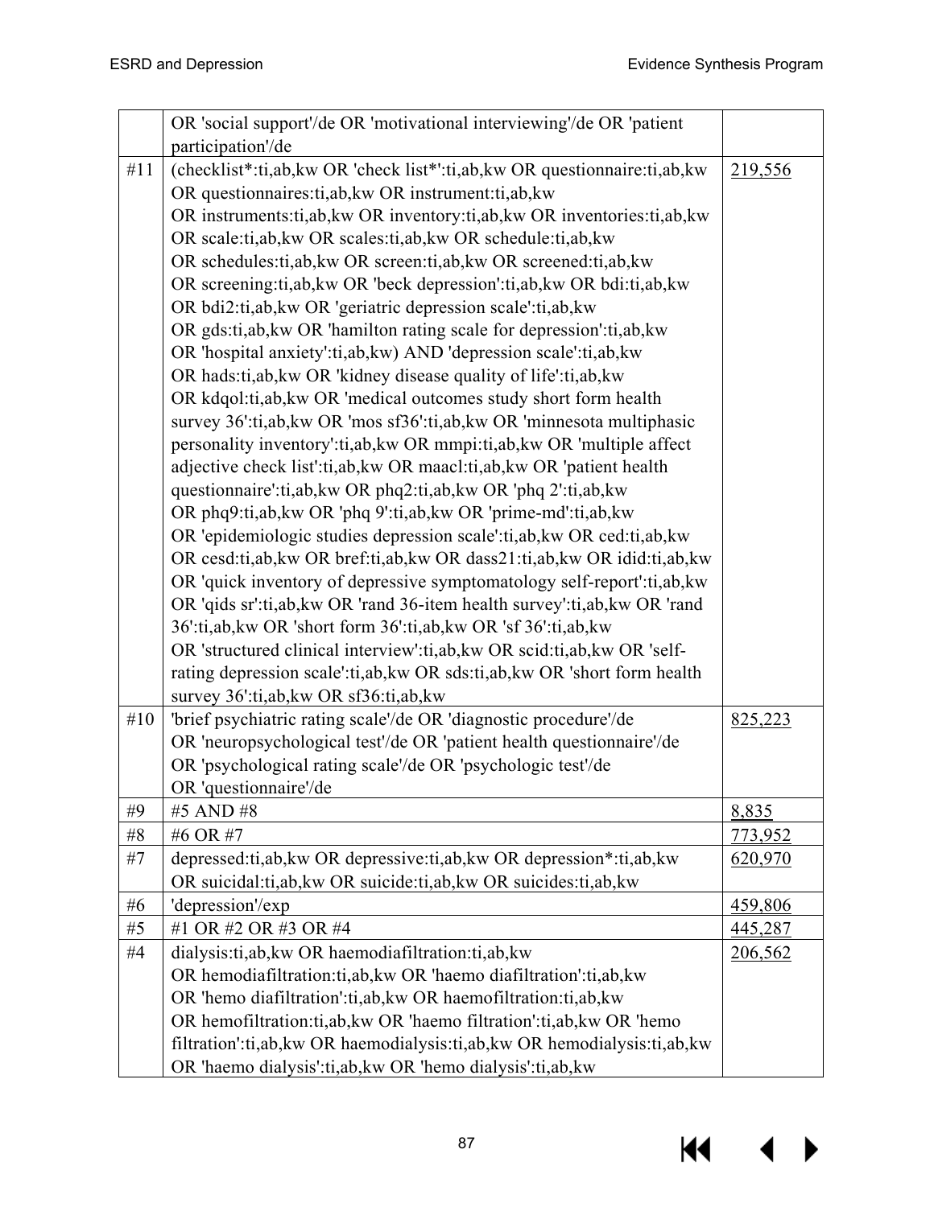| | | |
|---|---|---|
| | OR 'social support'/de OR 'motivational interviewing'/de OR 'patient participation'/de | |
| #11 | (checklist*:ti,ab,kw OR 'check list*':ti,ab,kw OR questionnaire:ti,ab,kw OR questionnaires:ti,ab,kw OR instrument:ti,ab,kw OR instruments:ti,ab,kw OR inventory:ti,ab,kw OR inventories:ti,ab,kw OR scale:ti,ab,kw OR scales:ti,ab,kw OR schedule:ti,ab,kw OR schedules:ti,ab,kw OR screen:ti,ab,kw OR screened:ti,ab,kw OR screening:ti,ab,kw OR 'beck depression':ti,ab,kw OR bdi:ti,ab,kw OR bdi2:ti,ab,kw OR 'geriatric depression scale':ti,ab,kw OR gds:ti,ab,kw OR 'hamilton rating scale for depression':ti,ab,kw OR 'hospital anxiety':ti,ab,kw) AND 'depression scale':ti,ab,kw OR hads:ti,ab,kw OR 'kidney disease quality of life':ti,ab,kw OR kdqol:ti,ab,kw OR 'medical outcomes study short form health survey 36':ti,ab,kw OR 'mos sf36':ti,ab,kw OR 'minnesota multiphasic personality inventory':ti,ab,kw OR mmpi:ti,ab,kw OR 'multiple affect adjective check list':ti,ab,kw OR maacl:ti,ab,kw OR 'patient health questionnaire':ti,ab,kw OR phq2:ti,ab,kw OR 'phq 2':ti,ab,kw OR phq9:ti,ab,kw OR 'phq 9':ti,ab,kw OR 'prime-md':ti,ab,kw OR 'epidemiologic studies depression scale':ti,ab,kw OR ced:ti,ab,kw OR cesd:ti,ab,kw OR bref:ti,ab,kw OR dass21:ti,ab,kw OR idid:ti,ab,kw OR 'quick inventory of depressive symptomatology self-report':ti,ab,kw OR 'qids sr':ti,ab,kw OR 'rand 36-item health survey':ti,ab,kw OR 'rand 36':ti,ab,kw OR 'short form 36':ti,ab,kw OR 'sf 36':ti,ab,kw OR 'structured clinical interview':ti,ab,kw OR scid:ti,ab,kw OR 'self-rating depression scale':ti,ab,kw OR sds:ti,ab,kw OR 'short form health survey 36':ti,ab,kw OR sf36:ti,ab,kw | 219,556 |
| #10 | 'brief psychiatric rating scale'/de OR 'diagnostic procedure'/de OR 'neuropsychological test'/de OR 'patient health questionnaire'/de OR 'psychological rating scale'/de OR 'psychologic test'/de OR 'questionnaire'/de | 825,223 |
| #9 | #5 AND #8 | 8,835 |
| #8 | #6 OR #7 | 773,952 |
| #7 | depressed:ti,ab,kw OR depressive:ti,ab,kw OR depression*:ti,ab,kw OR suicidal:ti,ab,kw OR suicide:ti,ab,kw OR suicides:ti,ab,kw | 620,970 |
| #6 | 'depression'/exp | 459,806 |
| #5 | #1 OR #2 OR #3 OR #4 | 445,287 |
| #4 | dialysis:ti,ab,kw OR haemodiafiltration:ti,ab,kw OR hemodiafiltration:ti,ab,kw OR 'haemo diafiltration':ti,ab,kw OR 'hemo diafiltration':ti,ab,kw OR haemofiltration:ti,ab,kw OR hemofiltration:ti,ab,kw OR 'haemo filtration':ti,ab,kw OR 'hemo filtration':ti,ab,kw OR haemodialysis:ti,ab,kw OR hemodialysis:ti,ab,kw OR 'haemo dialysis':ti,ab,kw OR 'hemo dialysis':ti,ab,kw | 206,562 |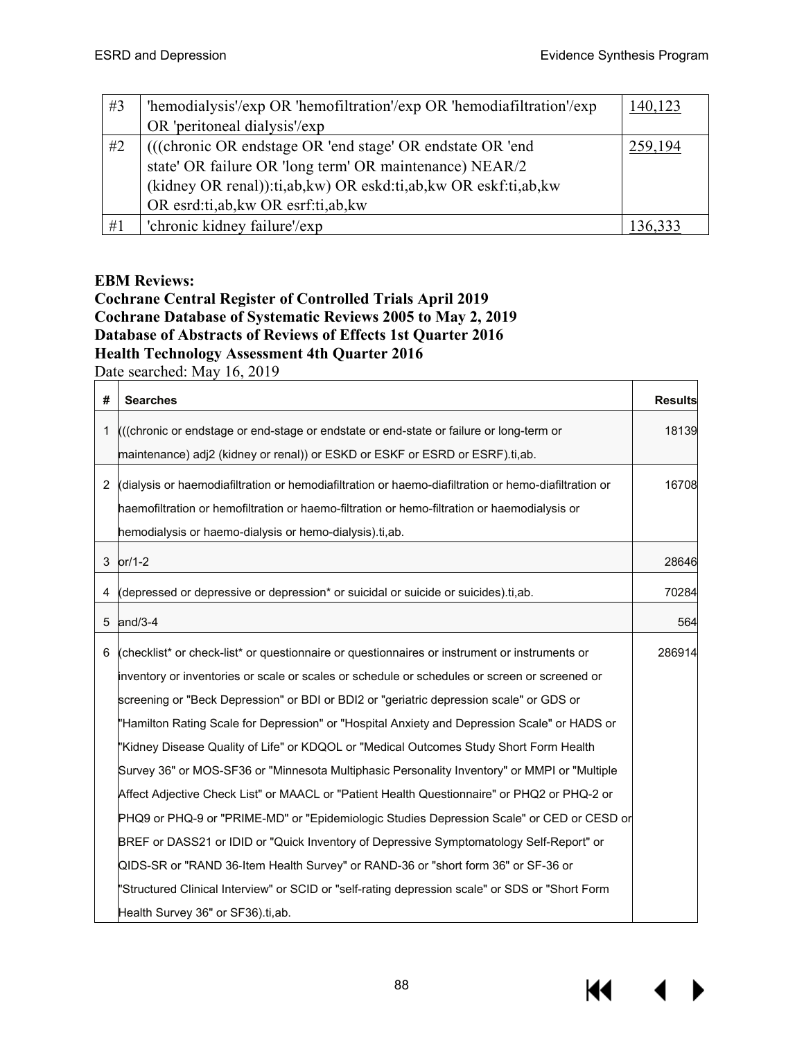| #3 | 'hemodialysis'/exp OR 'hemofiltration'/exp OR 'hemodiafiltration'/exp OR 'peritoneal dialysis'/exp | 140,123 |
|---|---|---|
| #2 | (((chronic OR endstage OR 'end stage' OR endstate OR 'end state' OR failure OR 'long term' OR maintenance) NEAR/2 (kidney OR renal)):ti,ab,kw) OR eskd:ti,ab,kw OR eskf:ti,ab,kw OR esrd:ti,ab,kw OR esrf:ti,ab,kw | 259,194 |
| #1 | 'chronic kidney failure'/exp | 136,333 |

**EBM Reviews:**
**Cochrane Central Register of Controlled Trials April 2019**
**Cochrane Database of Systematic Reviews 2005 to May 2, 2019**
**Database of Abstracts of Reviews of Effects 1st Quarter 2016**
**Health Technology Assessment 4th Quarter 2016**
Date searched: May 16, 2019

| # | Searches | Results |
|---|---|---|
| 1 | (((chronic or endstage or end-stage or endstate or end-state or failure or long-term or maintenance) adj2 (kidney or renal)) or ESKD or ESKF or ESRD or ESRF).ti,ab. | 18139 |
| 2 | (dialysis or haemodiafiltration or hemodiafiltration or haemo-diafiltration or hemo-diafiltration or haemofiltration or hemofiltration or haemo-filtration or hemo-filtration or haemodialysis or hemodialysis or haemo-dialysis or hemo-dialysis).ti,ab. | 16708 |
| 3 | or/1-2 | 28646 |
| 4 | (depressed or depressive or depression* or suicidal or suicide or suicides).ti,ab. | 70284 |
| 5 | and/3-4 | 564 |
| 6 | (checklist* or check-list* or questionnaire or questionnaires or instrument or instruments or inventory or inventories or scale or scales or schedule or schedules or screen or screened or screening or "Beck Depression" or BDI or BDI2 or "geriatric depression scale" or GDS or "Hamilton Rating Scale for Depression" or "Hospital Anxiety and Depression Scale" or HADS or "Kidney Disease Quality of Life" or KDQOL or "Medical Outcomes Study Short Form Health Survey 36" or MOS-SF36 or "Minnesota Multiphasic Personality Inventory" or MMPI or "Multiple Affect Adjective Check List" or MAACL or "Patient Health Questionnaire" or PHQ2 or PHQ-2 or PHQ9 or PHQ-9 or "PRIME-MD" or "Epidemiologic Studies Depression Scale" or CED or CESD or BREF or DASS21 or IDID or "Quick Inventory of Depressive Symptomatology Self-Report" or QIDS-SR or "RAND 36-Item Health Survey" or RAND-36 or "short form 36" or SF-36 or "Structured Clinical Interview" or SCID or "self-rating depression scale" or SDS or "Short Form Health Survey 36" or SF36).ti,ab. | 286914 |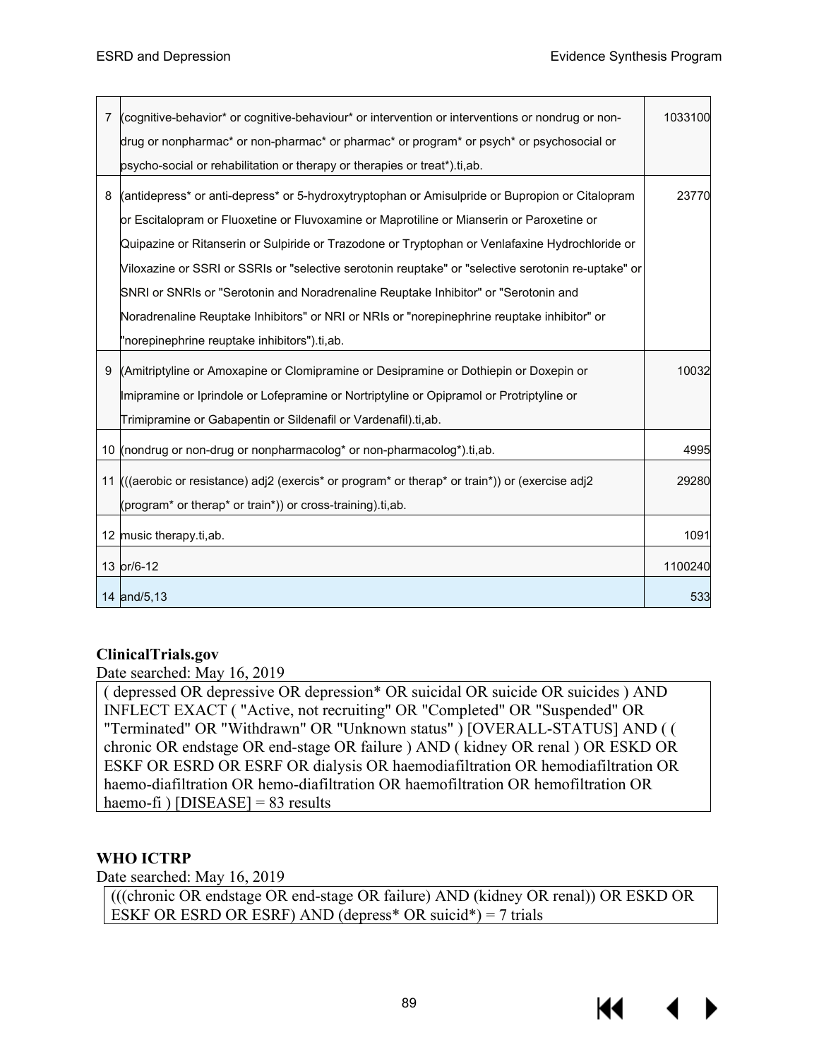| | | |
|---|---|---|
| 7 | (cognitive-behavior* or cognitive-behaviour* or intervention or interventions or nondrug or non-drug or nonpharmac* or non-pharmac* or pharmac* or program* or psych* or psychosocial or psycho-social or rehabilitation or therapy or therapies or treat*).ti,ab. | 1033100 |
| 8 | (antidepress* or anti-depress* or 5-hydroxytryptophan or Amisulpride or Bupropion or Citalopram or Escitalopram or Fluoxetine or Fluvoxamine or Maprotiline or Mianserin or Paroxetine or Quipazine or Ritanserin or Sulpiride or Trazodone or Tryptophan or Venlafaxine Hydrochloride or Viloxazine or SSRI or SSRIs or "selective serotonin reuptake" or "selective serotonin re-uptake" or SNRI or SNRIs or "Serotonin and Noradrenaline Reuptake Inhibitor" or "Serotonin and Noradrenaline Reuptake Inhibitors" or NRI or NRIs or "norepinephrine reuptake inhibitor" or "norepinephrine reuptake inhibitors").ti,ab. | 23770 |
| 9 | (Amitriptyline or Amoxapine or Clomipramine or Desipramine or Dothiepin or Doxepin or Imipramine or Iprindole or Lofepramine or Nortriptyline or Opipramol or Protriptyline or Trimipramine or Gabapentin or Sildenafil or Vardenafil).ti,ab. | 10032 |
| 10 | (nondrug or non-drug or nonpharmacolog* or non-pharmacolog*).ti,ab. | 4995 |
| 11 | (((aerobic or resistance) adj2 (exercis* or program* or therap* or train*)) or (exercise adj2 (program* or therap* or train*)) or cross-training).ti,ab. | 29280 |
| 12 | music therapy.ti,ab. | 1091 |
| 13 | or/6-12 | 1100240 |
| 14 | and/5,13 | 533 |

**ClinicalTrials.gov**

Date searched: May 16, 2019

| |
|---|
| ( depressed OR depressive OR depression* OR suicidal OR suicide OR suicides ) AND INFLECT EXACT ( "Active, not recruiting" OR "Completed" OR "Suspended" OR "Terminated" OR "Withdrawn" OR "Unknown status" ) [OVERALL-STATUS] AND ( ( chronic OR endstage OR end-stage OR failure ) AND ( kidney OR renal ) OR ESKD OR ESKF OR ESRD OR ESRF OR dialysis OR haemodiafiltration OR hemodiafiltration OR haemo-diafiltration OR hemo-diafiltration OR haemofiltration OR hemofiltration OR haemo-fi ) [DISEASE] = 83 results |

**WHO ICTRP**

Date searched: May 16, 2019

| |
|---|
| (((chronic OR endstage OR end-stage OR failure) AND (kidney OR renal)) OR ESKD OR ESKF OR ESRD OR ESRF) AND (depress* OR suicid*) = 7 trials |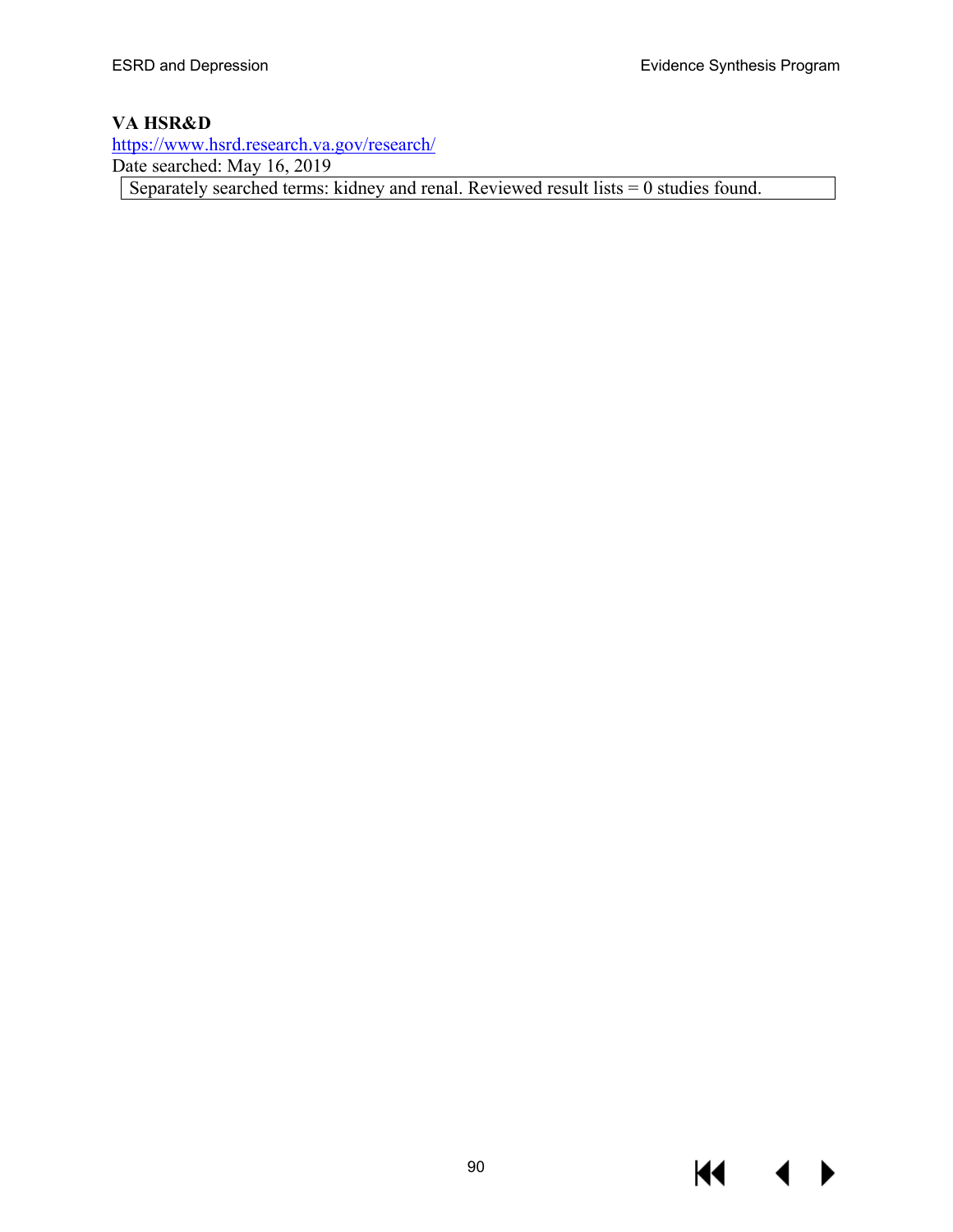**VA HSR&D**
https://www.hsrd.research.va.gov/research/
Date searched: May 16, 2019

| Separately searched terms: kidney and renal. Reviewed result lists = 0 studies found. |
| --- |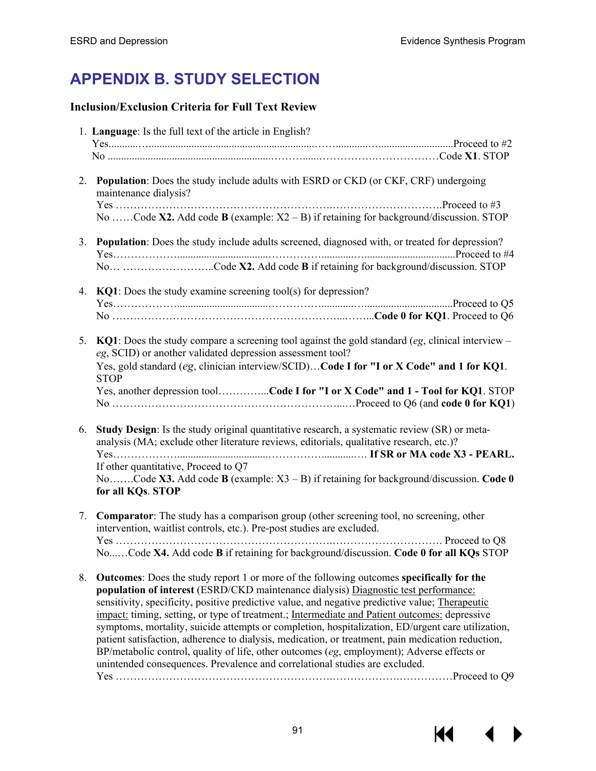# APPENDIX B. STUDY SELECTION

### Inclusion/Exclusion Criteria for Full Text Review

1. **Language**: Is the full text of the article in English?
   Yes..........................................................................................Proceed to #2
   No ..........................................................................................Code **X1**. STOP

2. **Population**: Does the study include adults with ESRD or CKD (or CKF, CRF) undergoing maintenance dialysis?
   Yes ..........................................................................................Proceed to #3
   No ……Code **X2.** Add code **B** (example: X2 – B) if retaining for background/discussion. STOP

3. **Population**: Does the study include adults screened, diagnosed with, or treated for depression?
   Yes..........................................................................................Proceed to #4
   No… ……………………..Code **X2.** Add code **B** if retaining for background/discussion. STOP

4. **KQ1**: Does the study examine screening tool(s) for depression?
   Yes..........................................................................................Proceed to Q5
   No ………………………………………………………...…....**Code 0 for KQ1**. Proceed to Q6

5. **KQ1**: Does the study compare a screening tool against the gold standard (*eg*, clinical interview – *eg*, SCID) or another validated depression assessment tool?
   Yes, gold standard (*eg*, clinician interview/SCID)…**Code I for "I or X Code" and 1 for KQ1**. STOP
   Yes, another depression tool…………...**Code I for "I or X Code" and 1 - Tool for KQ1**. STOP
   No ………………………………………………………...…Proceed to Q6 (and **code 0 for KQ1**)

6. **Study Design**: Is the study original quantitative research, a systematic review (SR) or meta-analysis (MA; exclude other literature reviews, editorials, qualitative research, etc.)?
   Yes……………….................................…………….............…. **If SR or MA code X3 - PEARL.** If other quantitative, Proceed to Q7
   No…….Code **X3.** Add code **B** (example: X3 – B) if retaining for background/discussion. **Code 0 for all KQs**. **STOP**

7. **Comparator**: The study has a comparison group (other screening tool, no screening, other intervention, waitlist controls, etc.). Pre-post studies are excluded.
   Yes ………………………………………………….…………………………. Proceed to Q8
   No...…Code **X4.** Add code **B** if retaining for background/discussion. **Code 0 for all KQs** STOP

8. **Outcomes**: Does the study report 1 or more of the following outcomes **specifically for the population of interest** (ESRD/CKD maintenance dialysis) <u>Diagnostic test performance:</u> sensitivity, specificity, positive predictive value, and negative predictive value; <u>Therapeutic impact:</u> timing, setting, or type of treatment.; <u>Intermediate and Patient outcomes:</u> depressive symptoms, mortality, suicide attempts or completion, hospitalization, ED/urgent care utilization, patient satisfaction, adherence to dialysis, medication, or treatment, pain medication reduction, BP/metabolic control, quality of life, other outcomes (*eg*, employment); Adverse effects or unintended consequences. Prevalence and correlational studies are excluded.
   Yes ………………………………………………….……………….……………Proceed to Q9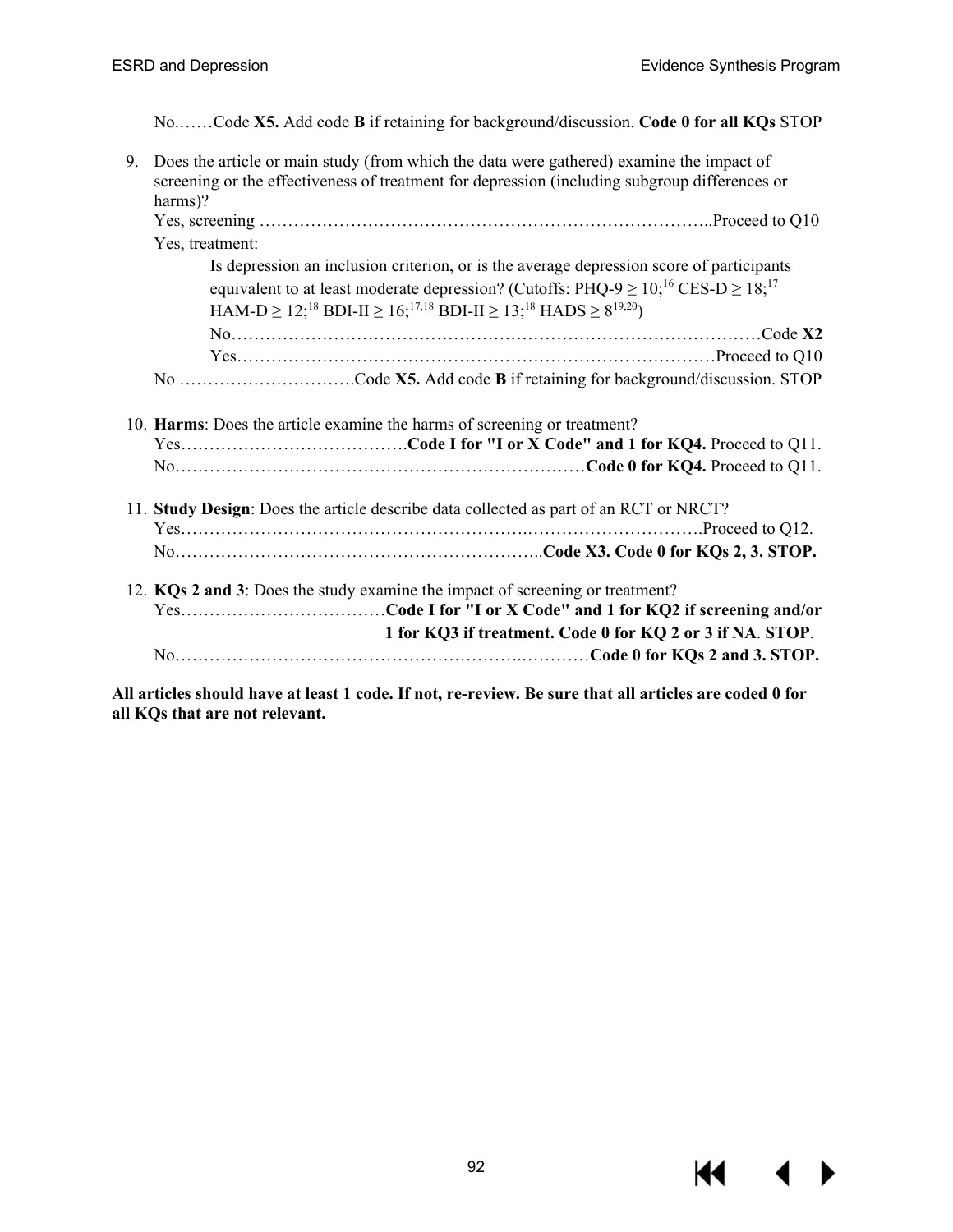No.……Code **X5.** Add code **B** if retaining for background/discussion. **Code 0 for all KQs** STOP

9. Does the article or main study (from which the data were gathered) examine the impact of screening or the effectiveness of treatment for depression (including subgroup differences or harms)?
   Yes, screening …………………………………………………………………..Proceed to Q10
   Yes, treatment:
   Is depression an inclusion criterion, or is the average depression score of participants equivalent to at least moderate depression? (Cutoffs: PHQ-9 ≥ 10;[16] CES-D ≥ 18;[17] HAM-D ≥ 12;[18] BDI-II ≥ 16;[17,18] BDI-II ≥ 13;[18] HADS ≥ 8[19,20])
   No…………………………………………………………………………………Code **X2**
   Yes…………………………………………………………………………Proceed to Q10
   No ………………………….Code **X5.** Add code **B** if retaining for background/discussion. STOP

10. **Harms**: Does the article examine the harms of screening or treatment?
    Yes………………………………….**Code I for "I or X Code" and 1 for KQ4.** Proceed to Q11.
    No………………………………………………………………**Code 0 for KQ4.** Proceed to Q11.

11. **Study Design**: Does the article describe data collected as part of an RCT or NRCT?
    Yes……………………………………………………….………………………….Proceed to Q12.
    No………………………………………………………..**Code X3. Code 0 for KQs 2, 3. STOP.**

12. **KQs 2 and 3**: Does the study examine the impact of screening or treatment?
    Yes………………………………**Code I for "I or X Code" and 1 for KQ2 if screening and/or 1 for KQ3 if treatment. Code 0 for KQ 2 or 3 if NA**. **STOP**.
    No…………………………………………………….…………**Code 0 for KQs 2 and 3. STOP.**

**All articles should have at least 1 code. If not, re-review. Be sure that all articles are coded 0 for all KQs that are not relevant.**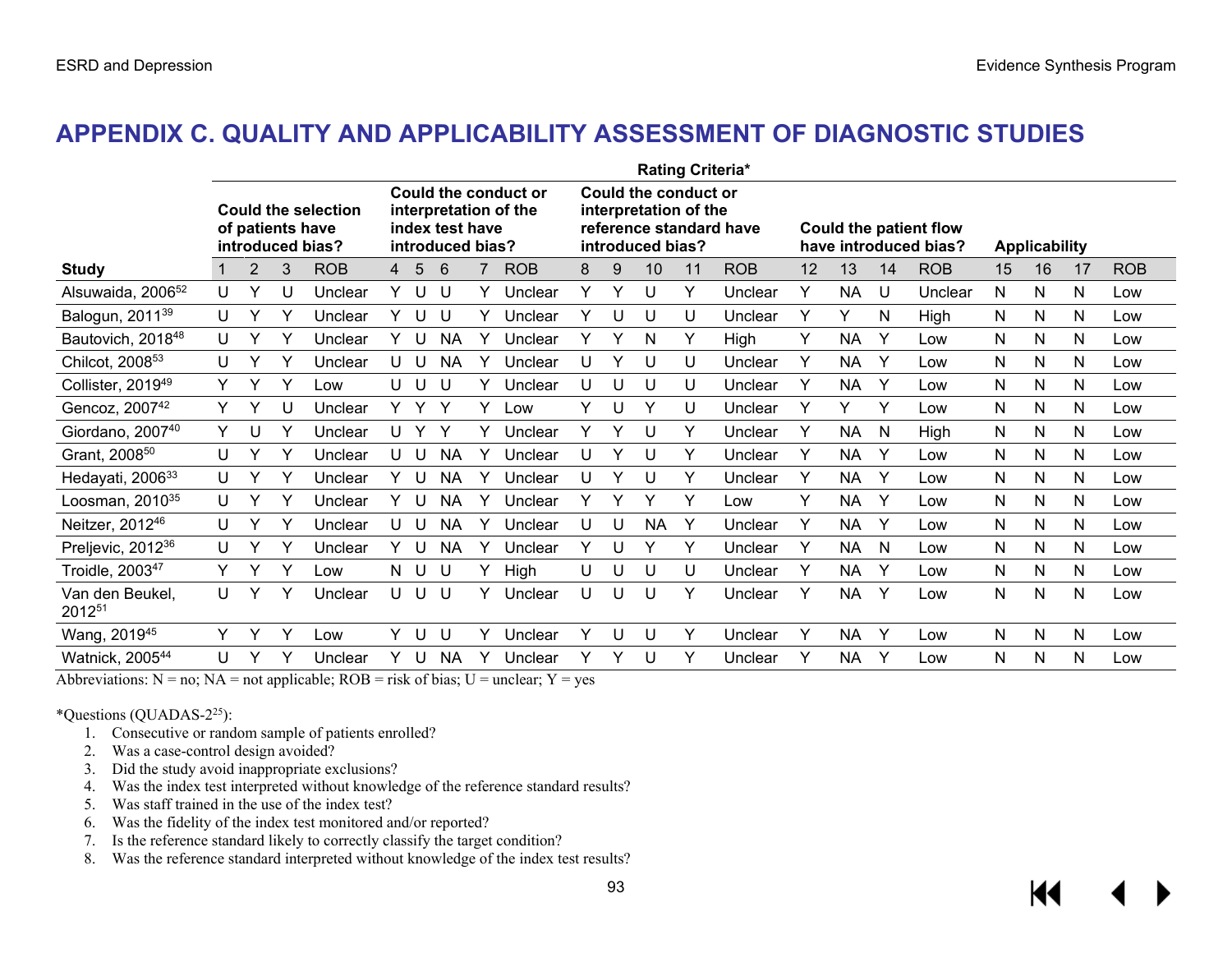# APPENDIX C. QUALITY AND APPLICABILITY ASSESSMENT OF DIAGNOSTIC STUDIES

| | Rating Criteria* | | | | | | | | | | | | | | | | | | | | | |
|---|---|---|---|---|---|---|---|---|---|---|---|---|---|---|---|---|---|---|---|---|---|---|
| | **Could the selection of patients have introduced bias?** | | | | **Could the conduct or interpretation of the index test have introduced bias?** | | | | | **Could the conduct or interpretation of the reference standard have introduced bias?** | | | | | **Could the patient flow have introduced bias?** | | | | **Applicability** | | | |
| **Study** | 1 | 2 | 3 | ROB | 4 | 5 | 6 | 7 | ROB | 8 | 9 | 10 | 11 | ROB | 12 | 13 | 14 | ROB | 15 | 16 | 17 | ROB |
| Alsuwaida, 2006[52] | U | Y | U | Unclear | Y | U | U | Y | Unclear | Y | Y | U | Y | Unclear | Y | NA | U | Unclear | N | N | N | Low |
| Balogun, 2011[39] | U | Y | Y | Unclear | Y | U | U | Y | Unclear | Y | U | U | U | Unclear | Y | Y | N | High | N | N | N | Low |
| Bautovich, 2018[48] | U | Y | Y | Unclear | Y | U | NA | Y | Unclear | Y | Y | N | Y | High | Y | NA | Y | Low | N | N | N | Low |
| Chilcot, 2008[53] | U | Y | Y | Unclear | U | U | NA | Y | Unclear | U | Y | U | U | Unclear | Y | NA | Y | Low | N | N | N | Low |
| Collister, 2019[49] | Y | Y | Y | Low | U | U | U | Y | Unclear | U | U | U | U | Unclear | Y | NA | Y | Low | N | N | N | Low |
| Gencoz, 2007[42] | Y | Y | U | Unclear | Y | Y | Y | Y | Low | Y | U | Y | U | Unclear | Y | Y | Y | Low | N | N | N | Low |
| Giordano, 2007[40] | Y | U | Y | Unclear | U | Y | Y | Y | Unclear | Y | Y | U | Y | Unclear | Y | NA | N | High | N | N | N | Low |
| Grant, 2008[50] | U | Y | Y | Unclear | U | U | NA | Y | Unclear | U | Y | U | Y | Unclear | Y | NA | Y | Low | N | N | N | Low |
| Hedayati, 2006[33] | U | Y | Y | Unclear | Y | U | NA | Y | Unclear | U | Y | U | Y | Unclear | Y | NA | Y | Low | N | N | N | Low |
| Loosman, 2010[35] | U | Y | Y | Unclear | Y | U | NA | Y | Unclear | Y | Y | Y | Y | Low | Y | NA | Y | Low | N | N | N | Low |
| Neitzer, 2012[46] | U | Y | Y | Unclear | U | U | NA | Y | Unclear | U | U | NA | Y | Unclear | Y | NA | Y | Low | N | N | N | Low |
| Preljevic, 2012[36] | U | Y | Y | Unclear | Y | U | NA | Y | Unclear | Y | U | Y | Y | Unclear | Y | NA | N | Low | N | N | N | Low |
| Troidle, 2003[47] | Y | Y | Y | Low | N | U | U | Y | High | U | U | U | U | Unclear | Y | NA | Y | Low | N | N | N | Low |
| Van den Beukel, 2012[51] | U | Y | Y | Unclear | U | U | U | Y | Unclear | U | U | U | Y | Unclear | Y | NA | Y | Low | N | N | N | Low |
| Wang, 2019[45] | Y | Y | Y | Low | Y | U | U | Y | Unclear | Y | U | U | Y | Unclear | Y | NA | Y | Low | N | N | N | Low |
| Watnick, 2005[44] | U | Y | Y | Unclear | Y | U | NA | Y | Unclear | Y | Y | U | Y | Unclear | Y | NA | Y | Low | N | N | N | Low |

Abbreviations: N = no; NA = not applicable; ROB = risk of bias; U = unclear; Y = yes

*Questions (QUADAS-2[25]):

1. Consecutive or random sample of patients enrolled?
2. Was a case-control design avoided?
3. Did the study avoid inappropriate exclusions?
4. Was the index test interpreted without knowledge of the reference standard results?
5. Was staff trained in the use of the index test?
6. Was the fidelity of the index test monitored and/or reported?
7. Is the reference standard likely to correctly classify the target condition?
8. Was the reference standard interpreted without knowledge of the index test results?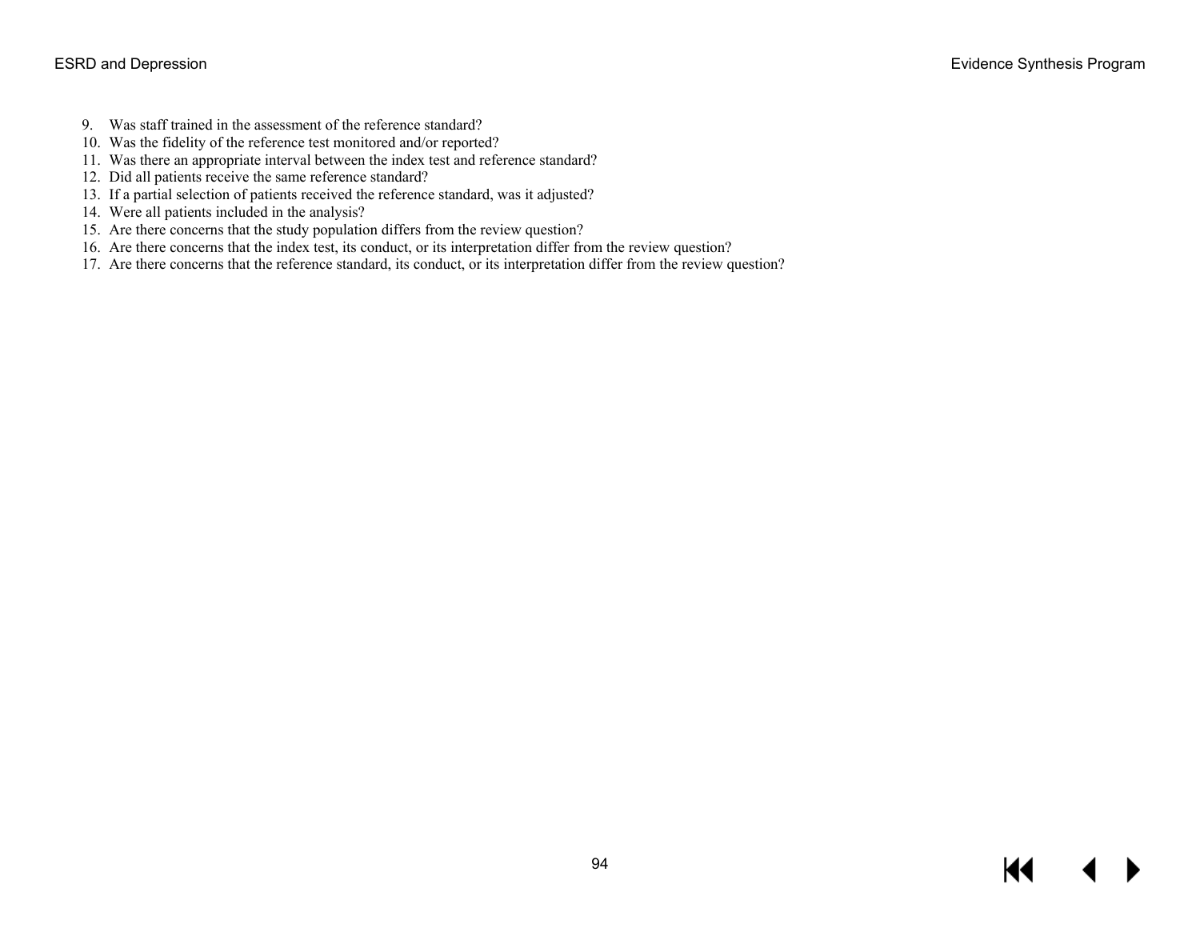9. Was staff trained in the assessment of the reference standard?
10. Was the fidelity of the reference test monitored and/or reported?
11. Was there an appropriate interval between the index test and reference standard?
12. Did all patients receive the same reference standard?
13. If a partial selection of patients received the reference standard, was it adjusted?
14. Were all patients included in the analysis?
15. Are there concerns that the study population differs from the review question?
16. Are there concerns that the index test, its conduct, or its interpretation differ from the review question?
17. Are there concerns that the reference standard, its conduct, or its interpretation differ from the review question?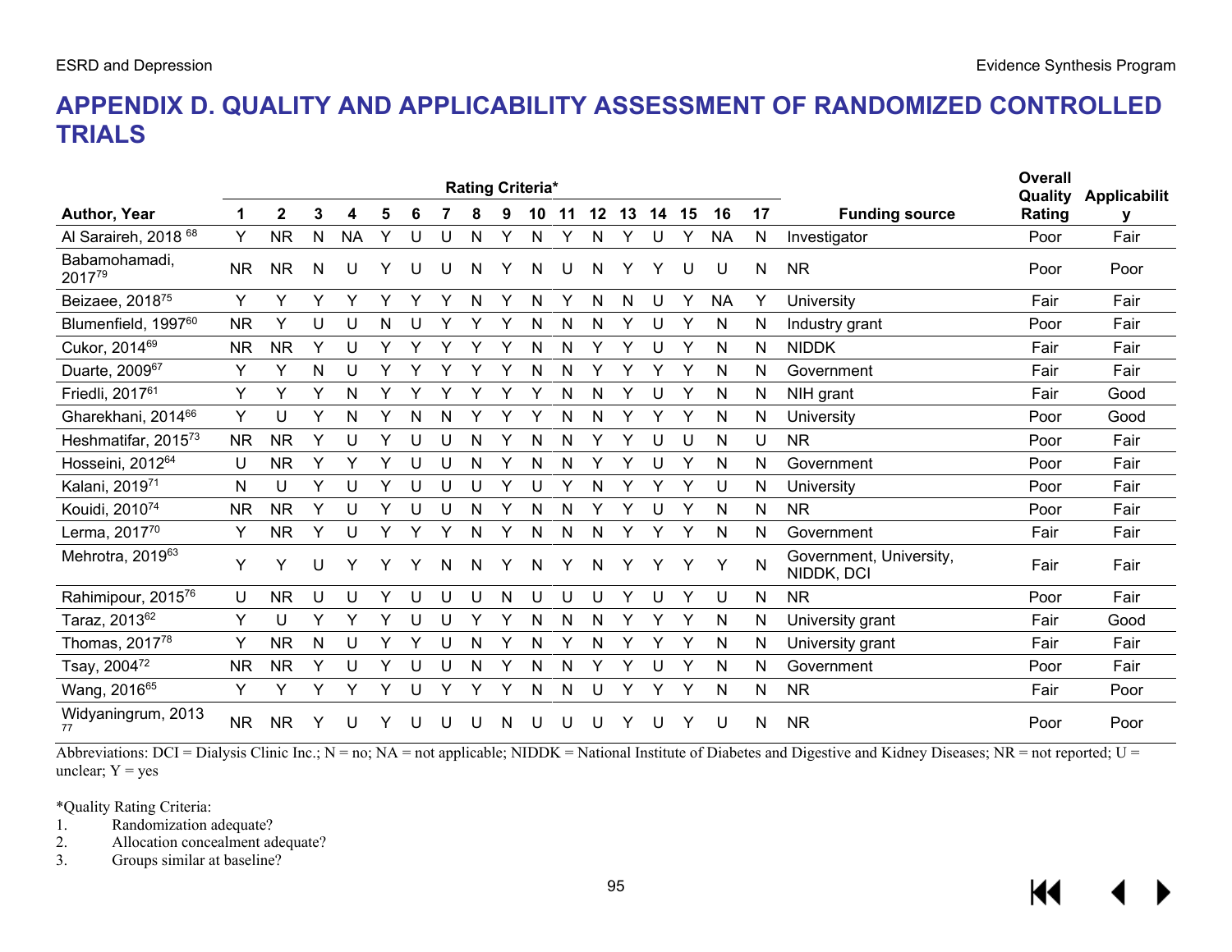# APPENDIX D. QUALITY AND APPLICABILITY ASSESSMENT OF RANDOMIZED CONTROLLED TRIALS

| Author, Year | Rating Criteria* | | | | | | | | | | | | | | | | | Funding source | Overall Quality Rating | Applicability |
|---|---|---|---|---|---|---|---|---|---|---|---|---|---|---|---|---|---|---|---|---|
| | 1 | 2 | 3 | 4 | 5 | 6 | 7 | 8 | 9 | 10 | 11 | 12 | 13 | 14 | 15 | 16 | 17 | | | |
| Al Saraireh, 2018 [68] | Y | NR | N | NA | Y | U | U | N | Y | N | Y | N | Y | U | Y | NA | N | Investigator | Poor | Fair |
| Babamohamadi, 2017[79] | NR | NR | N | U | Y | U | U | N | Y | N | U | N | Y | Y | U | U | N | NR | Poor | Poor |
| Beizaee, 2018[75] | Y | Y | Y | Y | Y | Y | Y | N | Y | N | Y | N | N | U | Y | NA | Y | University | Fair | Fair |
| Blumenfield, 1997[60] | NR | Y | U | U | N | U | Y | Y | Y | N | N | N | Y | U | Y | N | N | Industry grant | Poor | Fair |
| Cukor, 2014[69] | NR | NR | Y | U | Y | Y | Y | Y | Y | N | N | Y | Y | U | Y | N | N | NIDDK | Fair | Fair |
| Duarte, 2009[67] | Y | Y | N | U | Y | Y | Y | Y | Y | N | N | Y | Y | Y | Y | N | N | Government | Fair | Fair |
| Friedli, 2017[61] | Y | Y | Y | N | Y | Y | Y | Y | Y | Y | N | N | Y | U | Y | N | N | NIH grant | Fair | Good |
| Gharekhani, 2014[66] | Y | U | Y | N | Y | N | N | Y | Y | Y | N | N | Y | Y | Y | N | N | University | Poor | Good |
| Heshmatifar, 2015[73] | NR | NR | Y | U | Y | U | U | N | Y | N | N | Y | Y | U | U | N | U | NR | Poor | Fair |
| Hosseini, 2012[64] | U | NR | Y | Y | Y | U | U | N | Y | N | N | Y | Y | U | Y | N | N | Government | Poor | Fair |
| Kalani, 2019[71] | N | U | Y | U | Y | U | U | U | Y | U | Y | N | Y | Y | Y | U | N | University | Poor | Fair |
| Kouidi, 2010[74] | NR | NR | Y | U | Y | U | U | N | Y | N | N | Y | Y | U | Y | N | N | NR | Poor | Fair |
| Lerma, 2017[70] | Y | NR | Y | U | Y | Y | Y | N | Y | N | N | N | Y | Y | Y | N | N | Government | Fair | Fair |
| Mehrotra, 2019[63] | Y | Y | U | Y | Y | Y | N | N | Y | N | Y | N | Y | Y | Y | Y | N | Government, University, NIDDK, DCI | Fair | Fair |
| Rahimipour, 2015[76] | U | NR | U | U | Y | U | U | U | N | U | U | U | Y | U | Y | U | N | NR | Poor | Fair |
| Taraz, 2013[62] | Y | U | Y | Y | Y | U | U | Y | Y | N | N | N | Y | Y | Y | N | N | University grant | Fair | Good |
| Thomas, 2017[78] | Y | NR | N | U | Y | Y | U | N | Y | N | Y | N | Y | Y | Y | N | N | University grant | Fair | Fair |
| Tsay, 2004[72] | NR | NR | Y | U | Y | U | U | N | Y | N | N | Y | Y | U | Y | N | N | Government | Poor | Fair |
| Wang, 2016[65] | Y | Y | Y | Y | Y | U | Y | Y | Y | N | N | U | Y | Y | Y | N | N | NR | Fair | Poor |
| Widyaningrum, 2013 [77] | NR | NR | Y | U | Y | U | U | U | N | U | U | U | Y | U | Y | U | N | NR | Poor | Poor |

Abbreviations: DCI = Dialysis Clinic Inc.; N = no; NA = not applicable; NIDDK = National Institute of Diabetes and Digestive and Kidney Diseases; NR = not reported; U = unclear; Y = yes

*Quality Rating Criteria:

1. Randomization adequate?
2. Allocation concealment adequate?
3. Groups similar at baseline?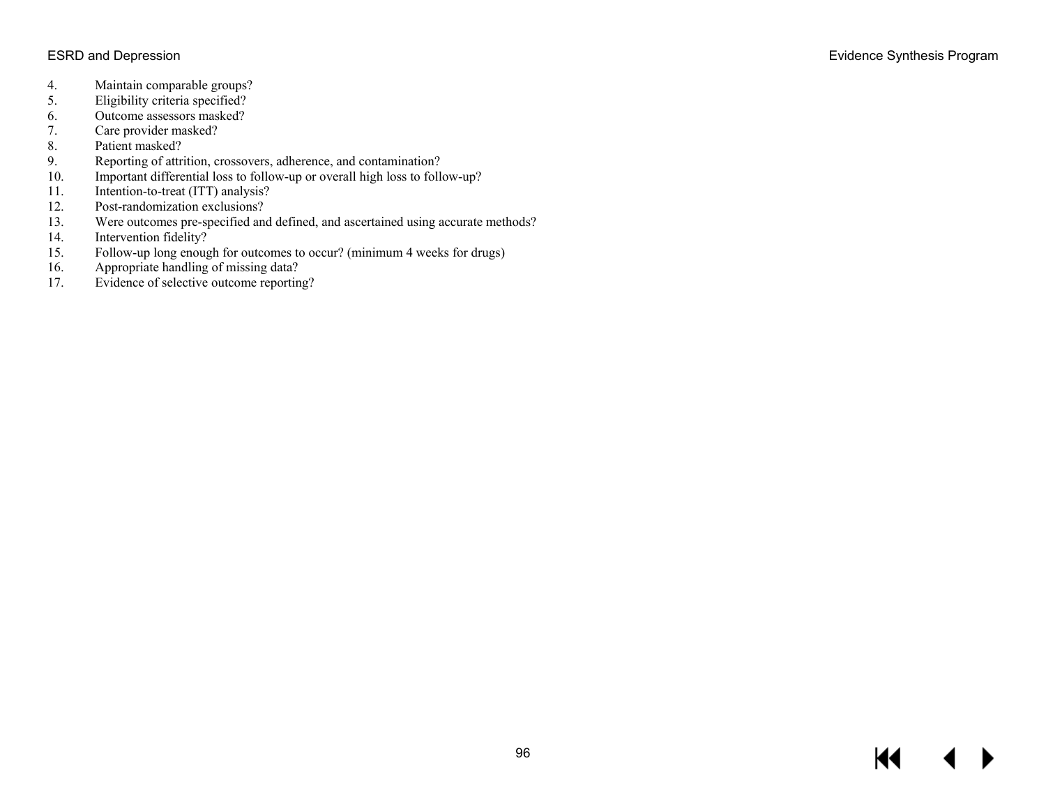4. Maintain comparable groups?
5. Eligibility criteria specified?
6. Outcome assessors masked?
7. Care provider masked?
8. Patient masked?
9. Reporting of attrition, crossovers, adherence, and contamination?
10. Important differential loss to follow-up or overall high loss to follow-up?
11. Intention-to-treat (ITT) analysis?
12. Post-randomization exclusions?
13. Were outcomes pre-specified and defined, and ascertained using accurate methods?
14. Intervention fidelity?
15. Follow-up long enough for outcomes to occur? (minimum 4 weeks for drugs)
16. Appropriate handling of missing data?
17. Evidence of selective outcome reporting?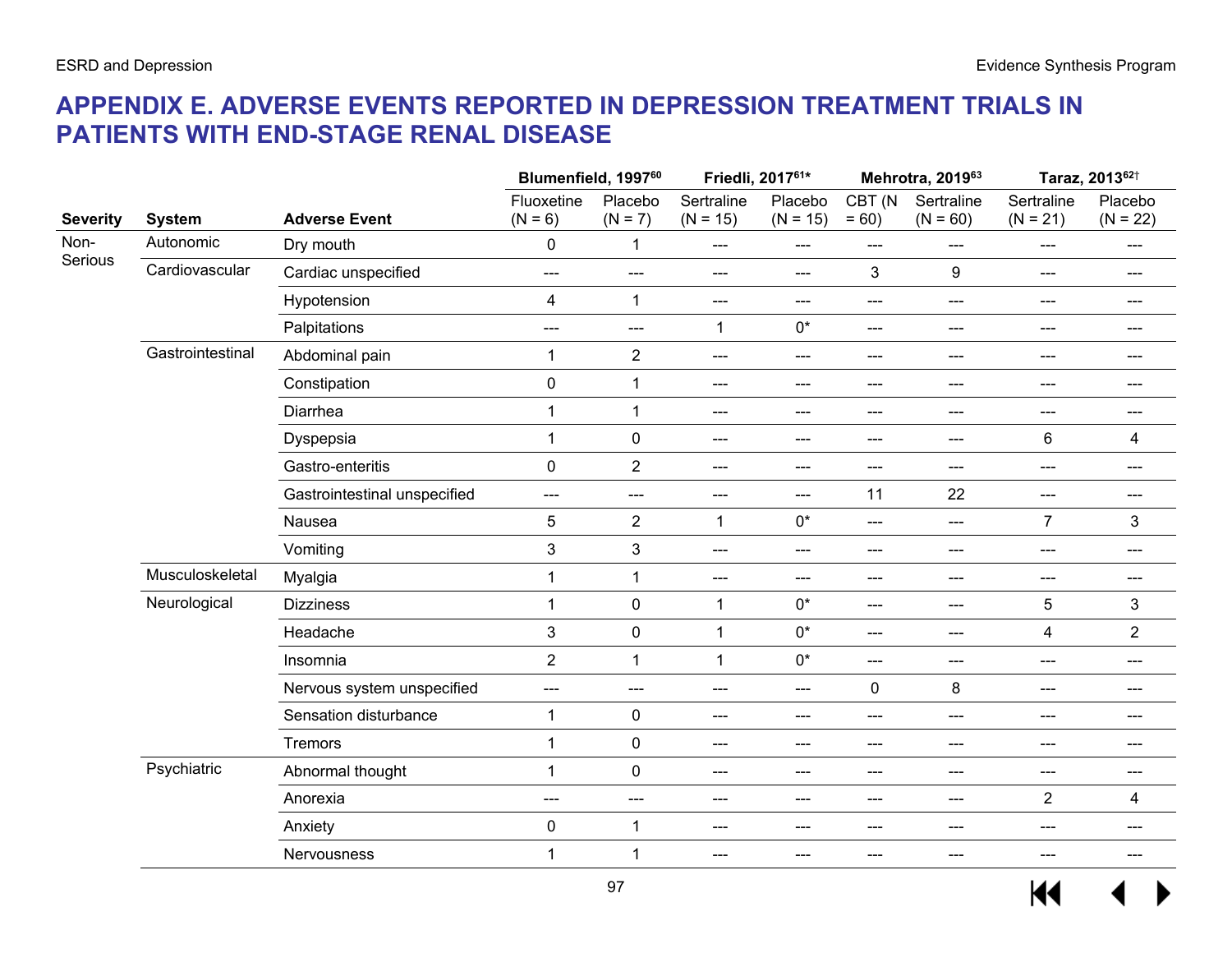# APPENDIX E. ADVERSE EVENTS REPORTED IN DEPRESSION TREATMENT TRIALS IN PATIENTS WITH END-STAGE RENAL DISEASE

| | | | Blumenfield, 1997[60] | | Friedli, 2017[61]* | | Mehrotra, 2019[63] | | Taraz, 2013[62]† | |
|---|---|---|---|---|---|---|---|---|---|---|
| **Severity** | **System** | **Adverse Event** | Fluoxetine (N = 6) | Placebo (N = 7) | Sertraline (N = 15) | Placebo (N = 15) | CBT (N = 60) | Sertraline (N = 60) | Sertraline (N = 21) | Placebo (N = 22) |
| Non-Serious | Autonomic | Dry mouth | 0 | 1 | --- | --- | --- | --- | --- | --- |
| | Cardiovascular | Cardiac unspecified | --- | --- | --- | --- | 3 | 9 | --- | --- |
| | | Hypotension | 4 | 1 | --- | --- | --- | --- | --- | --- |
| | | Palpitations | --- | --- | 1 | 0* | --- | --- | --- | --- |
| | Gastrointestinal | Abdominal pain | 1 | 2 | --- | --- | --- | --- | --- | --- |
| | | Constipation | 0 | 1 | --- | --- | --- | --- | --- | --- |
| | | Diarrhea | 1 | 1 | --- | --- | --- | --- | --- | --- |
| | | Dyspepsia | 1 | 0 | --- | --- | --- | --- | 6 | 4 |
| | | Gastro-enteritis | 0 | 2 | --- | --- | --- | --- | --- | --- |
| | | Gastrointestinal unspecified | --- | --- | --- | --- | 11 | 22 | --- | --- |
| | | Nausea | 5 | 2 | 1 | 0* | --- | --- | 7 | 3 |
| | | Vomiting | 3 | 3 | --- | --- | --- | --- | --- | --- |
| | Musculoskeletal | Myalgia | 1 | 1 | --- | --- | --- | --- | --- | --- |
| | Neurological | Dizziness | 1 | 0 | 1 | 0* | --- | --- | 5 | 3 |
| | | Headache | 3 | 0 | 1 | 0* | --- | --- | 4 | 2 |
| | | Insomnia | 2 | 1 | 1 | 0* | --- | --- | --- | --- |
| | | Nervous system unspecified | --- | --- | --- | --- | 0 | 8 | --- | --- |
| | | Sensation disturbance | 1 | 0 | --- | --- | --- | --- | --- | --- |
| | | Tremors | 1 | 0 | --- | --- | --- | --- | --- | --- |
| | Psychiatric | Abnormal thought | 1 | 0 | --- | --- | --- | --- | --- | --- |
| | | Anorexia | --- | --- | --- | --- | --- | --- | 2 | 4 |
| | | Anxiety | 0 | 1 | --- | --- | --- | --- | --- | --- |
| | | Nervousness | 1 | 1 | --- | --- | --- | --- | --- | --- |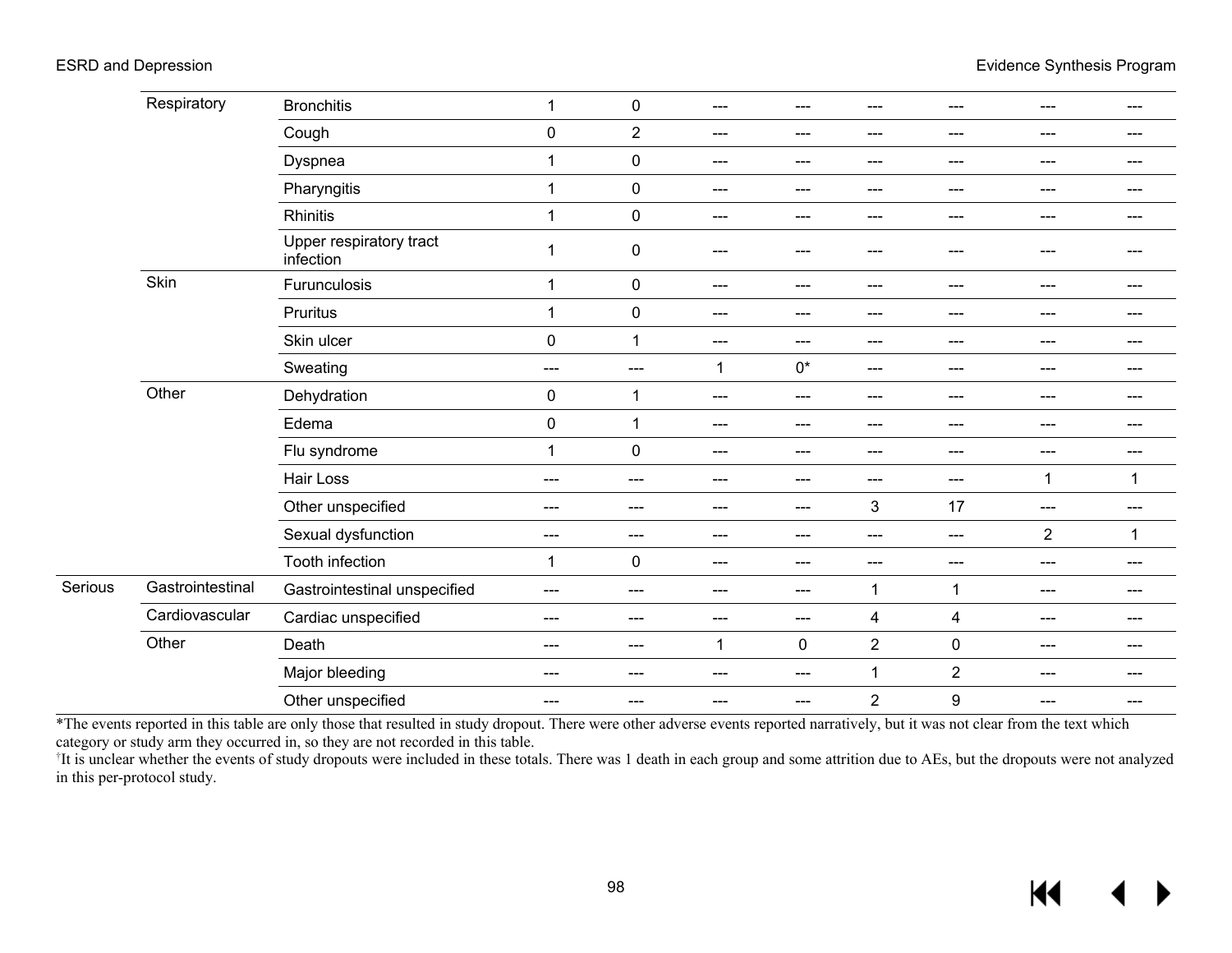| | | | | | | | | | | |
|---|---|---|---|---|---|---|---|---|---|---|
| | Respiratory | Bronchitis | 1 | 0 | --- | --- | --- | --- | --- | --- |
| | | Cough | 0 | 2 | --- | --- | --- | --- | --- | --- |
| | | Dyspnea | 1 | 0 | --- | --- | --- | --- | --- | --- |
| | | Pharyngitis | 1 | 0 | --- | --- | --- | --- | --- | --- |
| | | Rhinitis | 1 | 0 | --- | --- | --- | --- | --- | --- |
| | | Upper respiratory tract infection | 1 | 0 | --- | --- | --- | --- | --- | --- |
| | Skin | Furunculosis | 1 | 0 | --- | --- | --- | --- | --- | --- |
| | | Pruritus | 1 | 0 | --- | --- | --- | --- | --- | --- |
| | | Skin ulcer | 0 | 1 | --- | --- | --- | --- | --- | --- |
| | | Sweating | --- | --- | 1 | 0* | --- | --- | --- | --- |
| | Other | Dehydration | 0 | 1 | --- | --- | --- | --- | --- | --- |
| | | Edema | 0 | 1 | --- | --- | --- | --- | --- | --- |
| | | Flu syndrome | 1 | 0 | --- | --- | --- | --- | --- | --- |
| | | Hair Loss | --- | --- | --- | --- | --- | --- | 1 | 1 |
| | | Other unspecified | --- | --- | --- | --- | 3 | 17 | --- | --- |
| | | Sexual dysfunction | --- | --- | --- | --- | --- | --- | 2 | 1 |
| | | Tooth infection | 1 | 0 | --- | --- | --- | --- | --- | --- |
| Serious | Gastrointestinal | Gastrointestinal unspecified | --- | --- | --- | --- | 1 | 1 | --- | --- |
| | Cardiovascular | Cardiac unspecified | --- | --- | --- | --- | 4 | 4 | --- | --- |
| | Other | Death | --- | --- | 1 | 0 | 2 | 0 | --- | --- |
| | | Major bleeding | --- | --- | --- | --- | 1 | 2 | --- | --- |
| | | Other unspecified | --- | --- | --- | --- | 2 | 9 | --- | --- |

*The events reported in this table are only those that resulted in study dropout. There were other adverse events reported narratively, but it was not clear from the text which category or study arm they occurred in, so they are not recorded in this table.

†It is unclear whether the events of study dropouts were included in these totals. There was 1 death in each group and some attrition due to AEs, but the dropouts were not analyzed in this per-protocol study.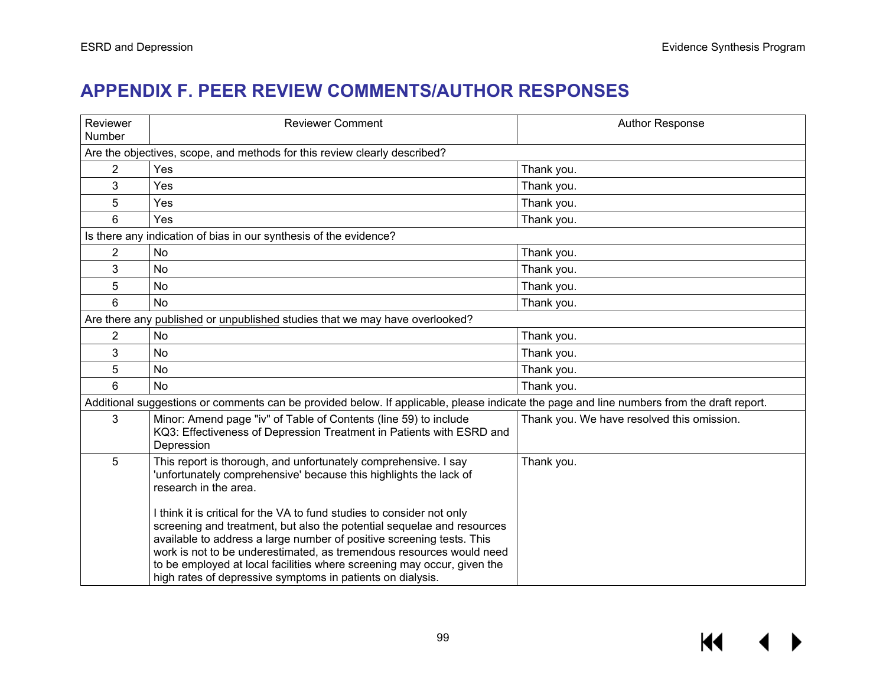# APPENDIX F. PEER REVIEW COMMENTS/AUTHOR RESPONSES

| Reviewer Number | Reviewer Comment | Author Response |
|---|---|---|
| Are the objectives, scope, and methods for this review clearly described? | | |
| 2 | Yes | Thank you. |
| 3 | Yes | Thank you. |
| 5 | Yes | Thank you. |
| 6 | Yes | Thank you. |
| Is there any indication of bias in our synthesis of the evidence? | | |
| 2 | No | Thank you. |
| 3 | No | Thank you. |
| 5 | No | Thank you. |
| 6 | No | Thank you. |
| Are there any published or unpublished studies that we may have overlooked? | | |
| 2 | No | Thank you. |
| 3 | No | Thank you. |
| 5 | No | Thank you. |
| 6 | No | Thank you. |
| Additional suggestions or comments can be provided below. If applicable, please indicate the page and line numbers from the draft report. | | |
| 3 | Minor: Amend page "iv" of Table of Contents (line 59) to include KQ3: Effectiveness of Depression Treatment in Patients with ESRD and Depression | Thank you. We have resolved this omission. |
| 5 | This report is thorough, and unfortunately comprehensive. I say 'unfortunately comprehensive' because this highlights the lack of research in the area.<br><br>I think it is critical for the VA to fund studies to consider not only screening and treatment, but also the potential sequelae and resources available to address a large number of positive screening tests. This work is not to be underestimated, as tremendous resources would need to be employed at local facilities where screening may occur, given the high rates of depressive symptoms in patients on dialysis. | Thank you. |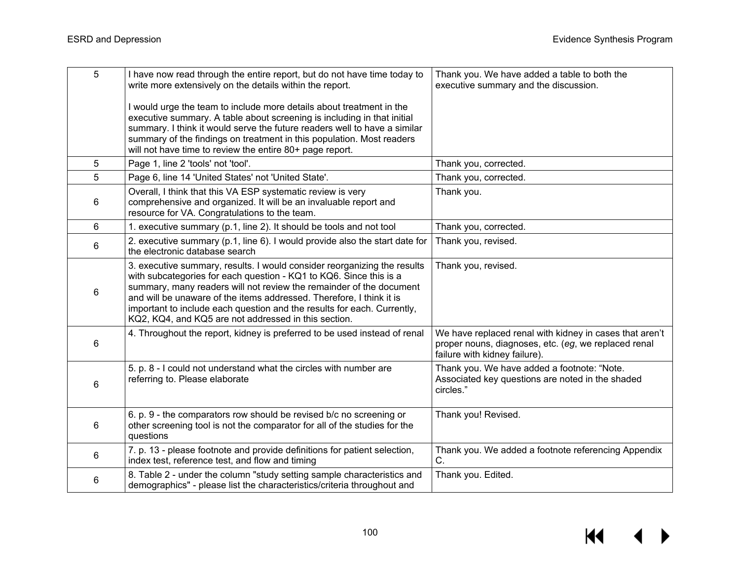| | | |
|---|---|---|
| 5 | I have now read through the entire report, but do not have time today to write more extensively on the details within the report.<br><br>I would urge the team to include more details about treatment in the executive summary. A table about screening is including in that initial summary. I think it would serve the future readers well to have a similar summary of the findings on treatment in this population. Most readers will not have time to review the entire 80+ page report. | Thank you. We have added a table to both the executive summary and the discussion. |
| 5 | Page 1, line 2 'tools' not 'tool'. | Thank you, corrected. |
| 5 | Page 6, line 14 'United States' not 'United State'. | Thank you, corrected. |
| 6 | Overall, I think that this VA ESP systematic review is very comprehensive and organized. It will be an invaluable report and resource for VA. Congratulations to the team. | Thank you. |
| 6 | 1. executive summary (p.1, line 2). It should be tools and not tool | Thank you, corrected. |
| 6 | 2. executive summary (p.1, line 6). I would provide also the start date for the electronic database search | Thank you, revised. |
| 6 | 3. executive summary, results. I would consider reorganizing the results with subcategories for each question - KQ1 to KQ6. Since this is a summary, many readers will not review the remainder of the document and will be unaware of the items addressed. Therefore, I think it is important to include each question and the results for each. Currently, KQ2, KQ4, and KQ5 are not addressed in this section. | Thank you, revised. |
| 6 | 4. Throughout the report, kidney is preferred to be used instead of renal | We have replaced renal with kidney in cases that aren't proper nouns, diagnoses, etc. (*eg*, we replaced renal failure with kidney failure). |
| 6 | 5. p. 8 - I could not understand what the circles with number are referring to. Please elaborate | Thank you. We have added a footnote: "Note. Associated key questions are noted in the shaded circles." |
| 6 | 6. p. 9 - the comparators row should be revised b/c no screening or other screening tool is not the comparator for all of the studies for the questions | Thank you! Revised. |
| 6 | 7. p. 13 - please footnote and provide definitions for patient selection, index test, reference test, and flow and timing | Thank you. We added a footnote referencing Appendix C. |
| 6 | 8. Table 2 - under the column "study setting sample characteristics and demographics" - please list the characteristics/criteria throughout and | Thank you. Edited. |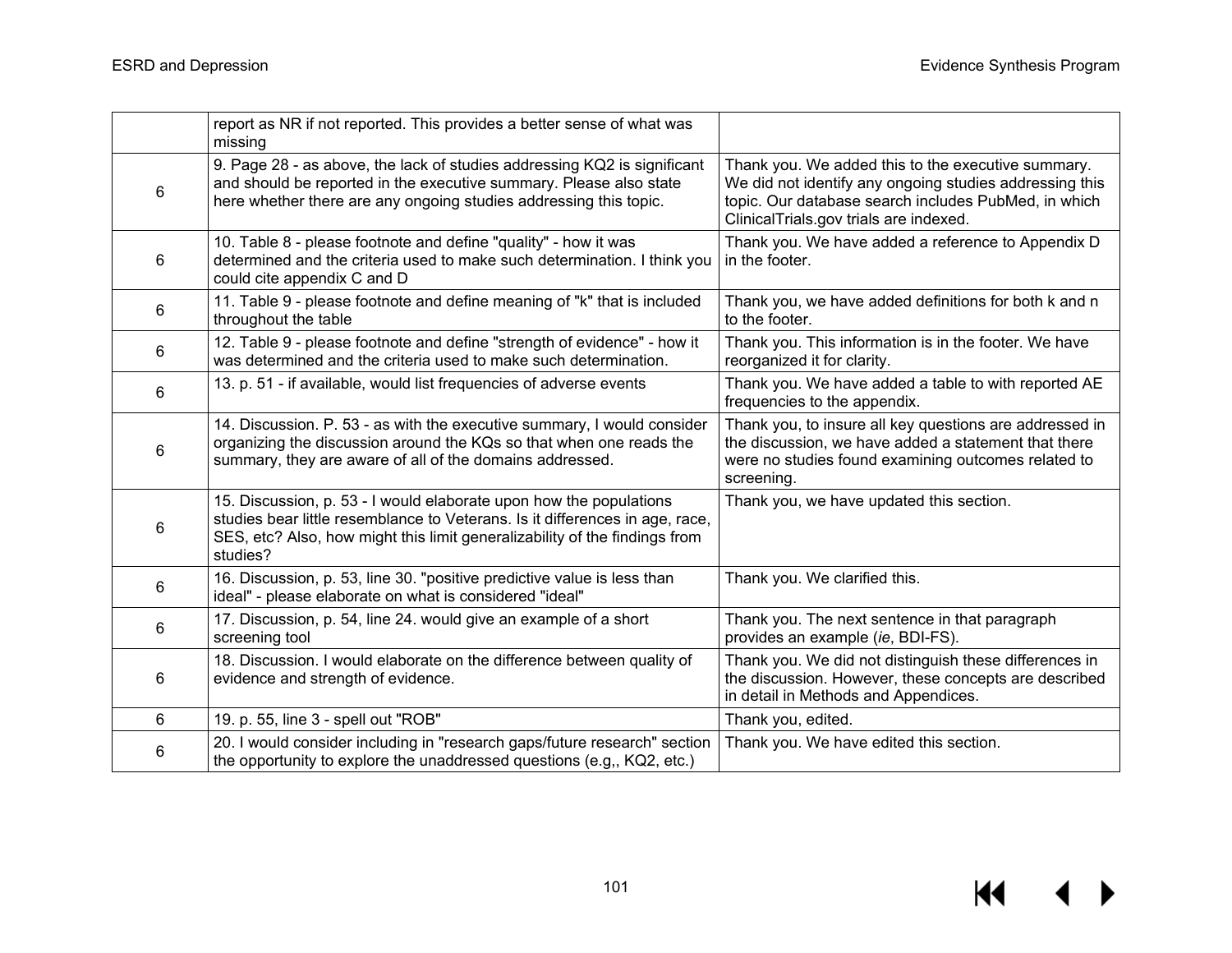| | | |
|---|---|---|
| | report as NR if not reported. This provides a better sense of what was missing | |
| 6 | 9. Page 28 - as above, the lack of studies addressing KQ2 is significant and should be reported in the executive summary. Please also state here whether there are any ongoing studies addressing this topic. | Thank you. We added this to the executive summary. We did not identify any ongoing studies addressing this topic. Our database search includes PubMed, in which ClinicalTrials.gov trials are indexed. |
| 6 | 10. Table 8 - please footnote and define "quality" - how it was determined and the criteria used to make such determination. I think you could cite appendix C and D | Thank you. We have added a reference to Appendix D in the footer. |
| 6 | 11. Table 9 - please footnote and define meaning of "k" that is included throughout the table | Thank you, we have added definitions for both k and n to the footer. |
| 6 | 12. Table 9 - please footnote and define "strength of evidence" - how it was determined and the criteria used to make such determination. | Thank you. This information is in the footer. We have reorganized it for clarity. |
| 6 | 13. p. 51 - if available, would list frequencies of adverse events | Thank you. We have added a table to with reported AE frequencies to the appendix. |
| 6 | 14. Discussion. P. 53 - as with the executive summary, I would consider organizing the discussion around the KQs so that when one reads the summary, they are aware of all of the domains addressed. | Thank you, to insure all key questions are addressed in the discussion, we have added a statement that there were no studies found examining outcomes related to screening. |
| 6 | 15. Discussion, p. 53 - I would elaborate upon how the populations studies bear little resemblance to Veterans. Is it differences in age, race, SES, etc? Also, how might this limit generalizability of the findings from studies? | Thank you, we have updated this section. |
| 6 | 16. Discussion, p. 53, line 30. "positive predictive value is less than ideal" - please elaborate on what is considered "ideal" | Thank you. We clarified this. |
| 6 | 17. Discussion, p. 54, line 24. would give an example of a short screening tool | Thank you. The next sentence in that paragraph provides an example (*ie*, BDI-FS). |
| 6 | 18. Discussion. I would elaborate on the difference between quality of evidence and strength of evidence. | Thank you. We did not distinguish these differences in the discussion. However, these concepts are described in detail in Methods and Appendices. |
| 6 | 19. p. 55, line 3 - spell out "ROB" | Thank you, edited. |
| 6 | 20. I would consider including in "research gaps/future research" section the opportunity to explore the unaddressed questions (e.g,, KQ2, etc.) | Thank you. We have edited this section. |